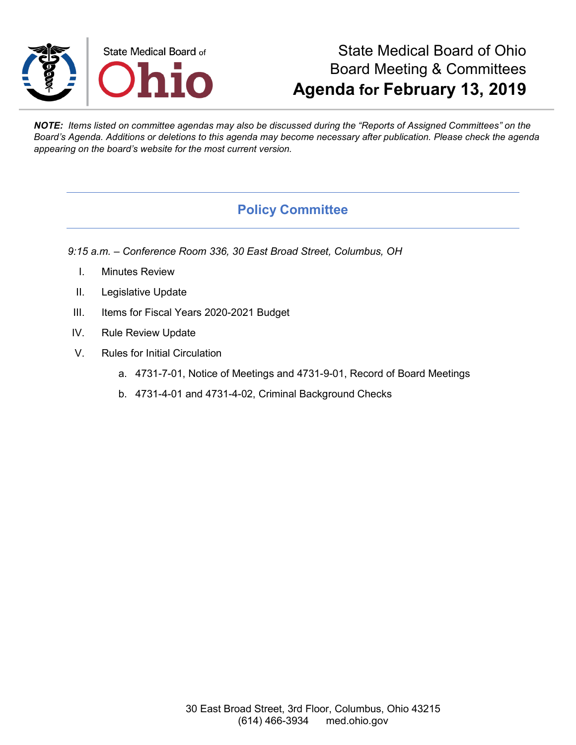# State Medical Board of Ohio
## Board Meeting & Committees
## **Agenda for February 13, 2019**

***NOTE:*** *Items listed on committee agendas may also be discussed during the "Reports of Assigned Committees" on the Board's Agenda. Additions or deletions to this agenda may become necessary after publication. Please check the agenda appearing on the board's website for the most current version.*

---

## Policy Committee

---

*9:15 a.m. – Conference Room 336, 30 East Broad Street, Columbus, OH*

I. Minutes Review

II. Legislative Update

III. Items for Fiscal Years 2020-2021 Budget

IV. Rule Review Update

V. Rules for Initial Circulation

   a. 4731-7-01, Notice of Meetings and 4731-9-01, Record of Board Meetings

   b. 4731-4-01 and 4731-4-02, Criminal Background Checks

30 East Broad Street, 3rd Floor, Columbus, Ohio 43215
(614) 466-3934 med.ohio.gov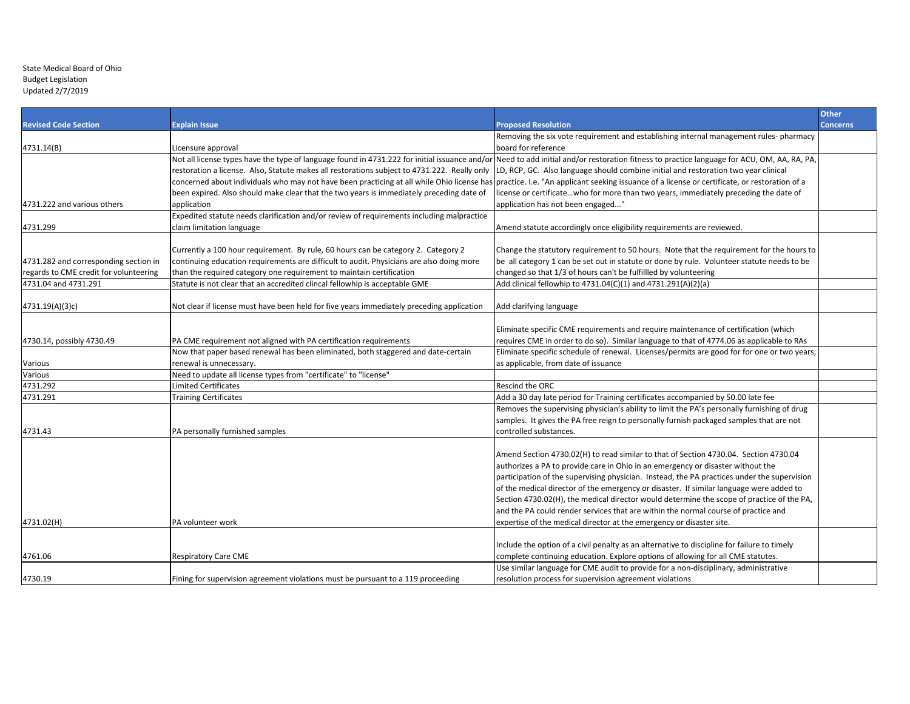State Medical Board of Ohio
Budget Legislation
Updated 2/7/2019

| Revised Code Section | Explain Issue | Proposed Resolution | Other Concerns |
|---|---|---|---|
| 4731.14(B) | Licensure approval | Removing the six vote requirement and establishing internal management rules- pharmacy board for reference | |
| 4731.222 and various others | Not all license types have the type of language found in 4731.222 for initial issuance and/or restoration a license. Also, Statute makes all restorations subject to 4731.222. Really only concerned about individuals who may not have been practicing at all while Ohio license has been expired. Also should make clear that the two years is immediately preceding date of application | Need to add initial and/or restoration fitness to practice language for ACU, OM, AA, RA, PA, LD, RCP, GC. Also language should combine initial and restoration two year clinical practice. I.e. "An applicant seeking issuance of a license or certificate, or restoration of a license or certificate…who for more than two years, immediately preceding the date of application has not been engaged..." | |
| 4731.299 | Expedited statute needs clarification and/or review of requirements including malpractice claim limitation language | Amend statute accordingly once eligibility requirements are reviewed. | |
| 4731.282 and corresponding section in regards to CME credit for volunteering | Currently a 100 hour requirement. By rule, 60 hours can be category 2. Category 2 continuing education requirements are difficult to audit. Physicians are also doing more than the required category one requirement to maintain certification | Change the statutory requirement to 50 hours. Note that the requirement for the hours to be all category 1 can be set out in statute or done by rule. Volunteer statute needs to be changed so that 1/3 of hours can't be fulfillled by volunteering | |
| 4731.04 and 4731.291 | Statute is not clear that an accredited clincal fellowhip is acceptable GME | Add clinical fellowhip to 4731.04(C)(1) and 4731.291(A)(2)(a) | |
| 4731.19(A)(3)c) | Not clear if license must have been held for five years immediately preceding application | Add clarifying language | |
| 4730.14, possibly 4730.49 | PA CME requirement not aligned with PA certification requirements | Eliminate specific CME requirements and require maintenance of certification (which requires CME in order to do so). Similar language to that of 4774.06 as applicable to RAs | |
| Various | Now that paper based renewal has been eliminated, both staggered and date-certain renewal is unnecessary. | Eliminate specific schedule of renewal. Licenses/permits are good for for one or two years, as applicable, from date of issuance | |
| Various | Need to update all license types from "certificate" to "license" | | |
| 4731.292 | Limited Certificates | Rescind the ORC | |
| 4731.291 | Training Certificates | Add a 30 day late period for Training certificates accompanied by 50.00 late fee | |
| 4731.43 | PA personally furnished samples | Removes the supervising physician's ability to limit the PA's personally furnishing of drug samples. It gives the PA free reign to personally furnish packaged samples that are not controlled substances. | |
| 4731.02(H) | PA volunteer work | Amend Section 4730.02(H) to read similar to that of Section 4730.04. Section 4730.04 authorizes a PA to provide care in Ohio in an emergency or disaster without the participation of the supervising physician. Instead, the PA practices under the supervision of the medical director of the emergency or disaster. If similar language were added to Section 4730.02(H), the medical director would determine the scope of practice of the PA, and the PA could render services that are within the normal course of practice and expertise of the medical director at the emergency or disaster site. | |
| 4761.06 | Respiratory Care CME | Include the option of a civil penalty as an alternative to discipline for failure to timely complete continuing education. Explore options of allowing for all CME statutes. | |
| 4730.19 | Fining for supervision agreement violations must be pursuant to a 119 proceeding | Use similar language for CME audit to provide for a non-disciplinary, administrative resolution process for supervision agreement violations | |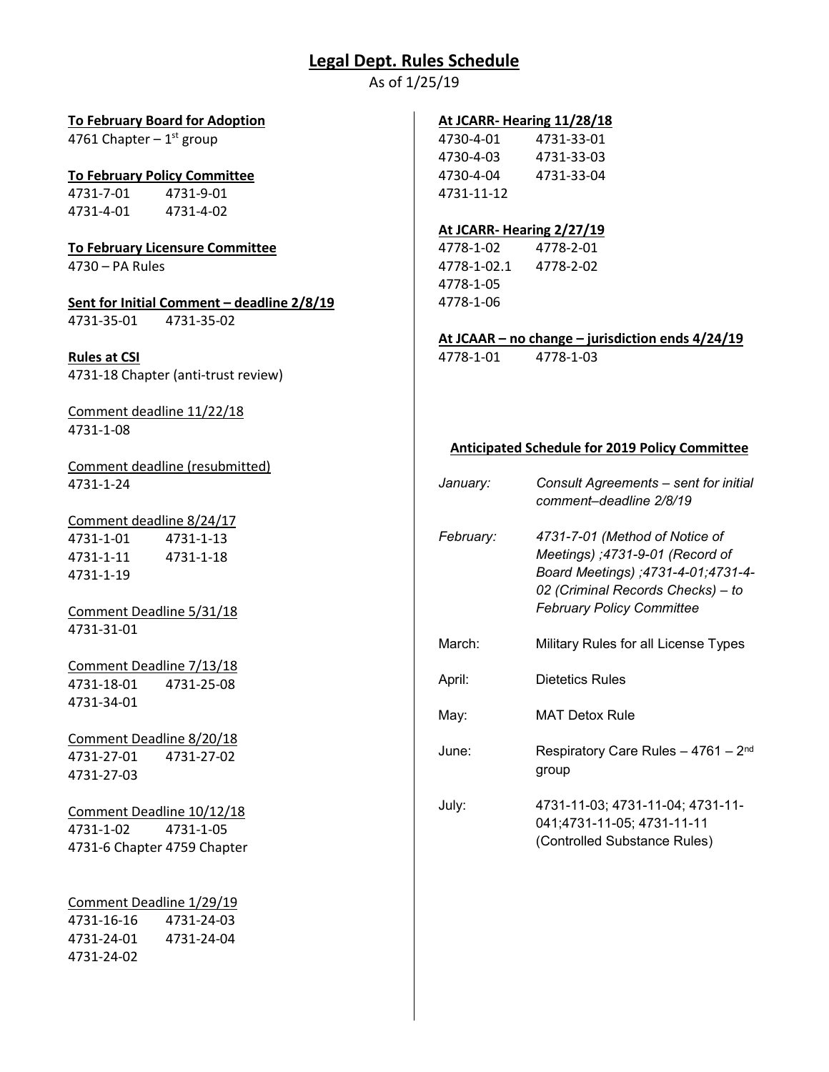# Legal Dept. Rules Schedule

As of 1/25/19

**To February Board for Adoption**
4761 Chapter – 1st group

**To February Policy Committee**
4731-7-01    4731-9-01
4731-4-01    4731-4-02

**To February Licensure Committee**
4730 – PA Rules

**Sent for Initial Comment – deadline 2/8/19**
4731-35-01    4731-35-02

**Rules at CSI**
4731-18 Chapter (anti-trust review)

Comment deadline 11/22/18
4731-1-08

Comment deadline (resubmitted)
4731-1-24

Comment deadline 8/24/17
4731-1-01    4731-1-13
4731-1-11    4731-1-18
4731-1-19

Comment Deadline 5/31/18
4731-31-01

Comment Deadline 7/13/18
4731-18-01    4731-25-08
4731-34-01

Comment Deadline 8/20/18
4731-27-01    4731-27-02
4731-27-03

Comment Deadline 10/12/18
4731-1-02    4731-1-05
4731-6 Chapter 4759 Chapter

Comment Deadline 1/29/19
4731-16-16    4731-24-03
4731-24-01    4731-24-04
4731-24-02

**At JCARR- Hearing 11/28/18**
4730-4-01    4731-33-01
4730-4-03    4731-33-03
4730-4-04    4731-33-04
4731-11-12

**At JCARR- Hearing 2/27/19**
4778-1-02    4778-2-01
4778-1-02.1    4778-2-02
4778-1-05
4778-1-06

**At JCAAR – no change – jurisdiction ends 4/24/19**
4778-1-01    4778-1-03

**Anticipated Schedule for 2019 Policy Committee**

| | |
|---|---|
| *January:* | *Consult Agreements – sent for initial comment–deadline 2/8/19* |
| *February:* | *4731-7-01 (Method of Notice of Meetings) ;4731-9-01 (Record of Board Meetings) ;4731-4-01;4731-4-02 (Criminal Records Checks) – to February Policy Committee* |
| March: | Military Rules for all License Types |
| April: | Dietetics Rules |
| May: | MAT Detox Rule |
| June: | Respiratory Care Rules – 4761 – 2nd group |
| July: | 4731-11-03; 4731-11-04; 4731-11-041;4731-11-05; 4731-11-11 (Controlled Substance Rules) |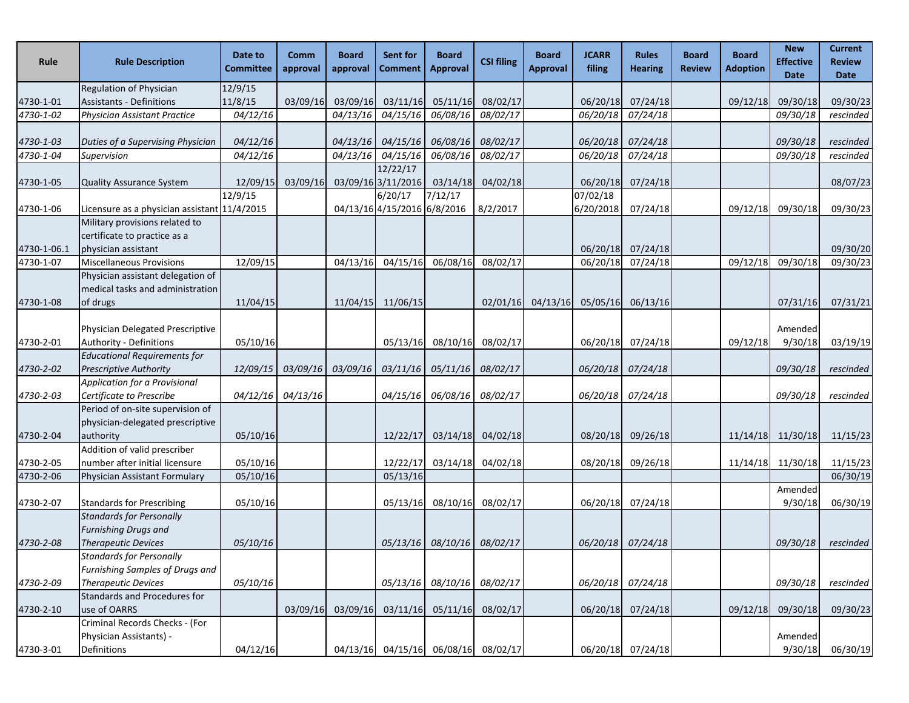| Rule | Rule Description | Date to Committee | Comm approval | Board approval | Sent for Comment | Board Approval | CSI filing | Board Approval | JCARR filing | Rules Hearing | Board Review | Board Adoption | New Effective Date | Current Review Date |
|---|---|---|---|---|---|---|---|---|---|---|---|---|---|---|
| 4730-1-01 | Regulation of Physician Assistants - Definitions | 12/9/15 11/8/15 | 03/09/16 | 03/09/16 | 03/11/16 | 05/11/16 | 08/02/17 | | 06/20/18 | 07/24/18 | | 09/12/18 | 09/30/18 | 09/30/23 |
| *4730-1-02* | *Physician Assistant Practice* | *04/12/16* | | *04/13/16* | *04/15/16* | *06/08/16* | *08/02/17* | | *06/20/18* | *07/24/18* | | | *09/30/18* | *rescinded* |
| *4730-1-03* | *Duties of a Supervising Physician* | *04/12/16* | | *04/13/16* | *04/15/16* | *06/08/16* | *08/02/17* | | *06/20/18* | *07/24/18* | | | *09/30/18* | *rescinded* |
| *4730-1-04* | *Supervision* | *04/12/16* | | *04/13/16* | *04/15/16* | *06/08/16* | *08/02/17* | | *06/20/18* | *07/24/18* | | | *09/30/18* | *rescinded* |
| 4730-1-05 | Quality Assurance System | 12/09/15 | 03/09/16 | 03/09/16 | 12/22/17 3/11/2016 | 03/14/18 | 04/02/18 | | 06/20/18 | 07/24/18 | | | | 08/07/23 |
| 4730-1-06 | Licensure as a physician assistant | 12/9/15 11/4/2015 | | 04/13/16 | 6/20/17 4/15/2016 | 7/12/17 6/8/2016 | 8/2/2017 | | 07/02/18 6/20/2018 | 07/24/18 | | 09/12/18 | 09/30/18 | 09/30/23 |
| 4730-1-06.1 | Military provisions related to certificate to practice as a physician assistant | | | | | | | | 06/20/18 | 07/24/18 | | | | 09/30/20 |
| 4730-1-07 | Miscellaneous Provisions | 12/09/15 | | 04/13/16 | 04/15/16 | 06/08/16 | 08/02/17 | | 06/20/18 | 07/24/18 | | 09/12/18 | 09/30/18 | 09/30/23 |
| 4730-1-08 | Physician assistant delegation of medical tasks and administration of drugs | 11/04/15 | | 11/04/15 | 11/06/15 | | 02/01/16 | 04/13/16 | 05/05/16 | 06/13/16 | | | 07/31/16 | 07/31/21 |
| 4730-2-01 | Physician Delegated Prescriptive Authority - Definitions | 05/10/16 | | | 05/13/16 | 08/10/16 | 08/02/17 | | 06/20/18 | 07/24/18 | | 09/12/18 | Amended 9/30/18 | 03/19/19 |
| *4730-2-02* | *Educational Requirements for Prescriptive Authority* | *12/09/15* | *03/09/16* | *03/09/16* | *03/11/16* | *05/11/16* | *08/02/17* | | *06/20/18* | *07/24/18* | | | *09/30/18* | *rescinded* |
| *4730-2-03* | *Application for a Provisional Certificate to Prescribe* | *04/12/16* | *04/13/16* | | *04/15/16* | *06/08/16* | *08/02/17* | | *06/20/18* | *07/24/18* | | | *09/30/18* | *rescinded* |
| 4730-2-04 | Period of on-site supervision of physician-delegated prescriptive authority | 05/10/16 | | | 12/22/17 | 03/14/18 | 04/02/18 | | 08/20/18 | 09/26/18 | | 11/14/18 | 11/30/18 | 11/15/23 |
| 4730-2-05 | Addition of valid prescriber number after initial licensure | 05/10/16 | | | 12/22/17 | 03/14/18 | 04/02/18 | | 08/20/18 | 09/26/18 | | 11/14/18 | 11/30/18 | 11/15/23 |
| 4730-2-06 | Physician Assistant Formulary | 05/10/16 | | | 05/13/16 | | | | | | | | | 06/30/19 |
| 4730-2-07 | Standards for Prescribing | 05/10/16 | | | 05/13/16 | 08/10/16 | 08/02/17 | | 06/20/18 | 07/24/18 | | | Amended 9/30/18 | 06/30/19 |
| *4730-2-08* | *Standards for Personally Furnishing Drugs and Therapeutic Devices* | *05/10/16* | | | *05/13/16* | *08/10/16* | *08/02/17* | | *06/20/18* | *07/24/18* | | | *09/30/18* | *rescinded* |
| *4730-2-09* | *Standards for Personally Furnishing Samples of Drugs and Therapeutic Devices* | *05/10/16* | | | *05/13/16* | *08/10/16* | *08/02/17* | | *06/20/18* | *07/24/18* | | | *09/30/18* | *rescinded* |
| 4730-2-10 | Standards and Procedures for use of OARRS | | 03/09/16 | 03/09/16 | 03/11/16 | 05/11/16 | 08/02/17 | | 06/20/18 | 07/24/18 | | 09/12/18 | 09/30/18 | 09/30/23 |
| 4730-3-01 | Criminal Records Checks - (For Physician Assistants) - Definitions | 04/12/16 | | 04/13/16 | 04/15/16 | 06/08/16 | 08/02/17 | | 06/20/18 | 07/24/18 | | | Amended 9/30/18 | 06/30/19 |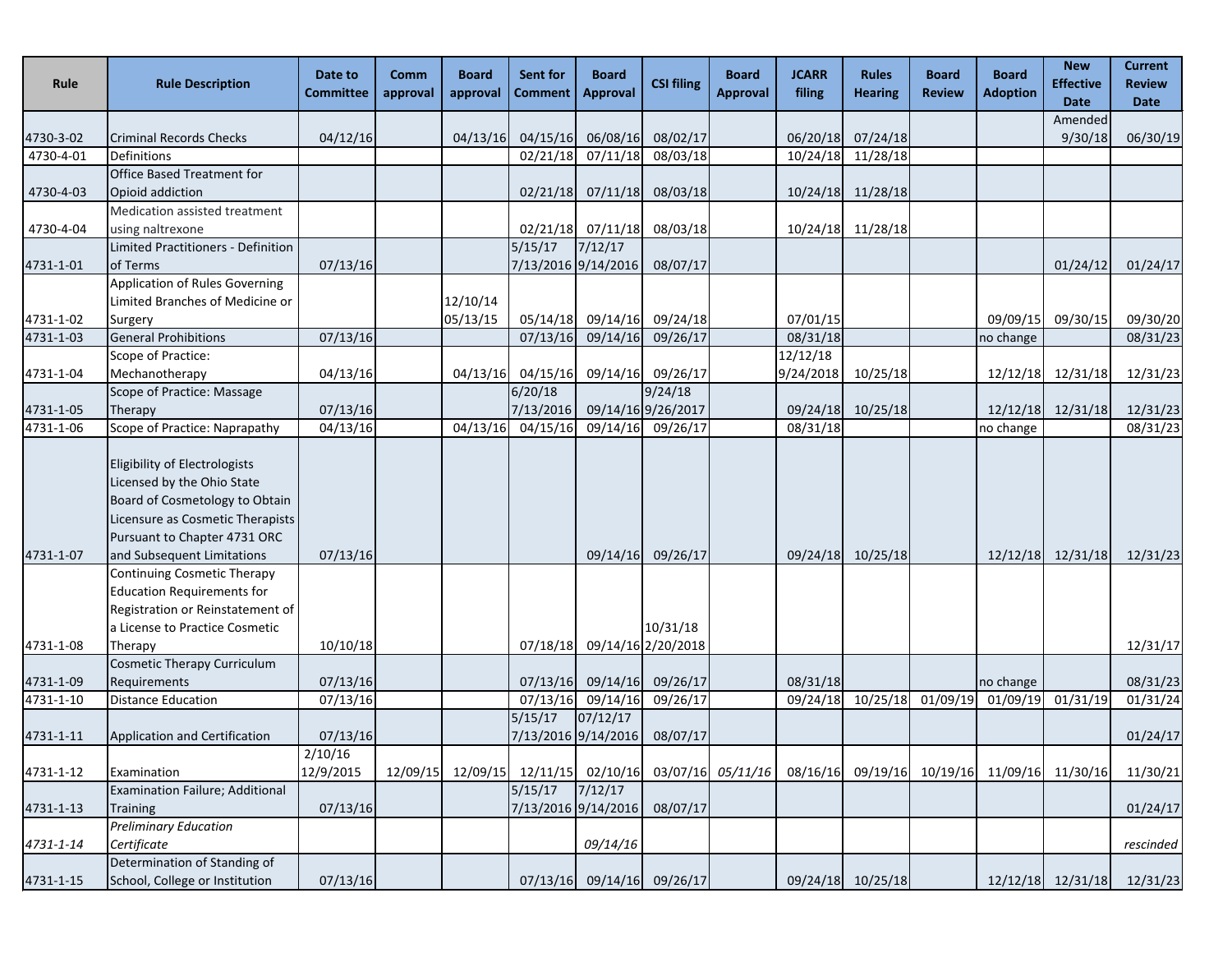| Rule | Rule Description | Date to Committee | Comm approval | Board approval | Sent for Comment | Board Approval | CSI filing | Board Approval | JCARR filing | Rules Hearing | Board Review | Board Adoption | New Effective Date | Current Review Date |
|---|---|---|---|---|---|---|---|---|---|---|---|---|---|---|
| 4730-3-02 | Criminal Records Checks | 04/12/16 | | 04/13/16 | 04/15/16 | 06/08/16 | 08/02/17 | | 06/20/18 | 07/24/18 | | | Amended 9/30/18 | 06/30/19 |
| 4730-4-01 | Definitions | | | | 02/21/18 | 07/11/18 | 08/03/18 | | 10/24/18 | 11/28/18 | | | | |
| 4730-4-03 | Office Based Treatment for Opioid addiction | | | | 02/21/18 | 07/11/18 | 08/03/18 | | 10/24/18 | 11/28/18 | | | | |
| 4730-4-04 | Medication assisted treatment using naltrexone | | | | 02/21/18 | 07/11/18 | 08/03/18 | | 10/24/18 | 11/28/18 | | | | |
| 4731-1-01 | Limited Practitioners - Definition of Terms | 07/13/16 | | | 5/15/17 7/13/2016 | 7/12/17 9/14/2016 | 08/07/17 | | | | | | 01/24/12 | 01/24/17 |
| 4731-1-02 | Application of Rules Governing Limited Branches of Medicine or Surgery | | | 12/10/14 05/13/15 | 05/14/18 | 09/14/16 | 09/24/18 | | 07/01/15 | | | 09/09/15 | 09/30/15 | 09/30/20 |
| 4731-1-03 | General Prohibitions | 07/13/16 | | | 07/13/16 | 09/14/16 | 09/26/17 | | 08/31/18 | | | no change | | 08/31/23 |
| 4731-1-04 | Scope of Practice: Mechanotherapy | 04/13/16 | | 04/13/16 | 04/15/16 | 09/14/16 | 09/26/17 | | 12/12/18 9/24/2018 | 10/25/18 | | 12/12/18 | 12/31/18 | 12/31/23 |
| 4731-1-05 | Scope of Practice: Massage Therapy | 07/13/16 | | | 6/20/18 7/13/2016 | 09/14/16 | 9/24/18 9/26/2017 | | 09/24/18 | 10/25/18 | | 12/12/18 | 12/31/18 | 12/31/23 |
| 4731-1-06 | Scope of Practice: Naprapathy | 04/13/16 | | 04/13/16 | 04/15/16 | 09/14/16 | 09/26/17 | | 08/31/18 | | | no change | | 08/31/23 |
| 4731-1-07 | Eligibility of Electrologists Licensed by the Ohio State Board of Cosmetology to Obtain Licensure as Cosmetic Therapists Pursuant to Chapter 4731 ORC and Subsequent Limitations | 07/13/16 | | | | 09/14/16 | 09/26/17 | | 09/24/18 | 10/25/18 | | 12/12/18 | 12/31/18 | 12/31/23 |
| 4731-1-08 | Continuing Cosmetic Therapy Education Requirements for Registration or Reinstatement of a License to Practice Cosmetic Therapy | 10/10/18 | | | 07/18/18 | 09/14/16 | 10/31/18 2/20/2018 | | | | | | | 12/31/17 |
| 4731-1-09 | Cosmetic Therapy Curriculum Requirements | 07/13/16 | | | 07/13/16 | 09/14/16 | 09/26/17 | | 08/31/18 | | | no change | | 08/31/23 |
| 4731-1-10 | Distance Education | 07/13/16 | | | 07/13/16 | 09/14/16 | 09/26/17 | | 09/24/18 | 10/25/18 | 01/09/19 | 01/09/19 | 01/31/19 | 01/31/24 |
| 4731-1-11 | Application and Certification | 07/13/16 | | | 5/15/17 7/13/2016 | 07/12/17 9/14/2016 | 08/07/17 | | | | | | | 01/24/17 |
| 4731-1-12 | Examination | 2/10/16 12/9/2015 | 12/09/15 | 12/09/15 | 12/11/15 | 02/10/16 | 03/07/16 | *05/11/16* | 08/16/16 | 09/19/16 | 10/19/16 | 11/09/16 | 11/30/16 | 11/30/21 |
| 4731-1-13 | Examination Failure; Additional Training | 07/13/16 | | | 5/15/17 7/13/2016 | 7/12/17 9/14/2016 | 08/07/17 | | | | | | | 01/24/17 |
| *4731-1-14* | *Preliminary Education Certificate* | | | | | *09/14/16* | | | | | | | | *rescinded* |
| 4731-1-15 | Determination of Standing of School, College or Institution | 07/13/16 | | | 07/13/16 | 09/14/16 | 09/26/17 | | 09/24/18 | 10/25/18 | | 12/12/18 | 12/31/18 | 12/31/23 |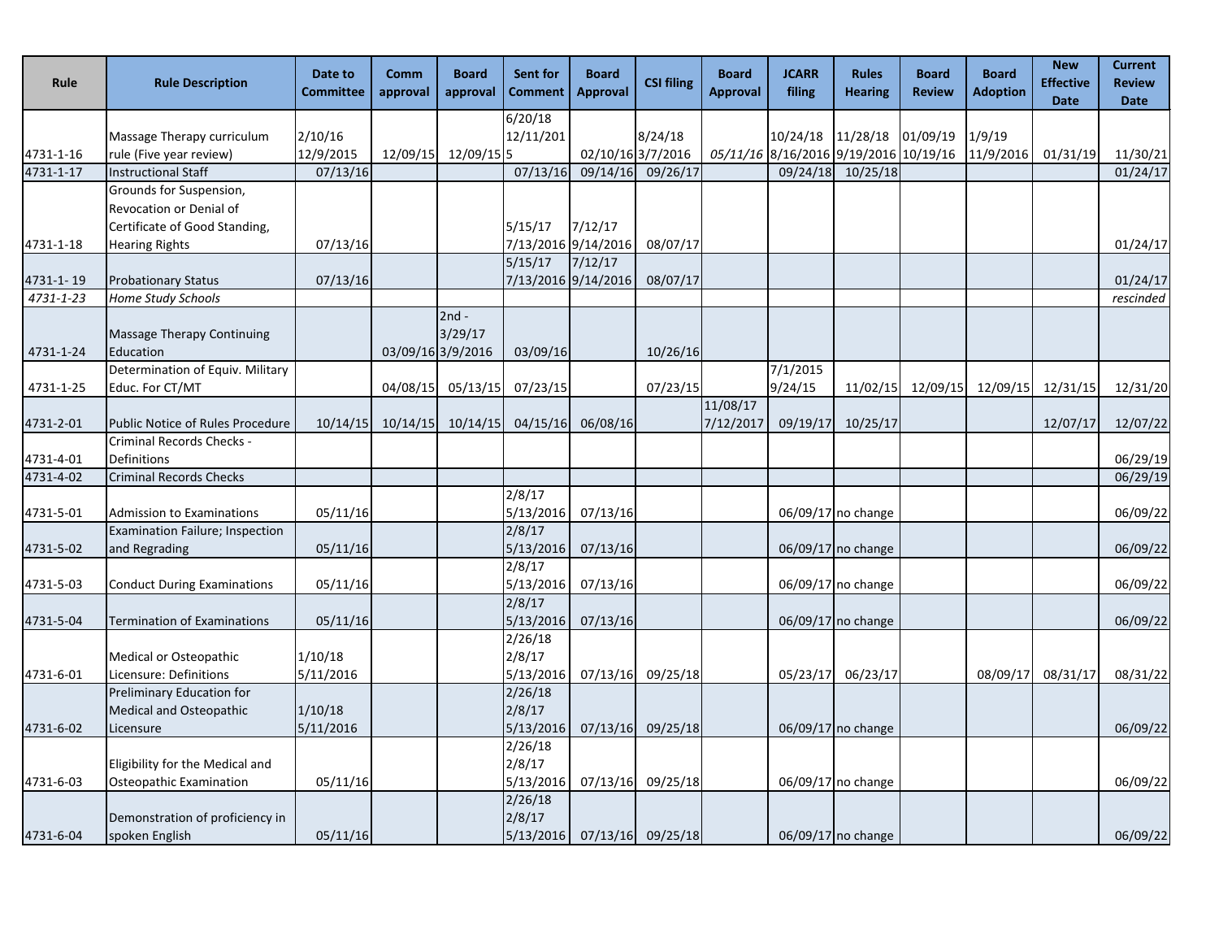| Rule | Rule Description | Date to Committee | Comm approval | Board approval | Sent for Comment | Board Approval | CSI filing | Board Approval | JCARR filing | Rules Hearing | Board Review | Board Adoption | New Effective Date | Current Review Date |
|---|---|---|---|---|---|---|---|---|---|---|---|---|---|---|
| 4731-1-16 | Massage Therapy curriculum rule (Five year review) | 2/10/16 12/9/2015 | 12/09/15 | 12/09/15 | 6/20/18 12/11/2015 | 02/10/16 | 8/24/18 3/7/2016 | *05/11/16* | 10/24/18 8/16/2016 | 11/28/18 9/19/2016 | 01/09/19 10/19/16 | 1/9/19 11/9/2016 | 01/31/19 | 11/30/21 |
| 4731-1-17 | Instructional Staff | 07/13/16 | | | 07/13/16 | 09/14/16 | 09/26/17 | | 09/24/18 | 10/25/18 | | | | 01/24/17 |
| 4731-1-18 | Grounds for Suspension, Revocation or Denial of Certificate of Good Standing, Hearing Rights | 07/13/16 | | | 5/15/17 7/13/2016 | 7/12/17 9/14/2016 | 08/07/17 | | | | | | | 01/24/17 |
| 4731-1- 19 | Probationary Status | 07/13/16 | | | 5/15/17 7/13/2016 | 7/12/17 9/14/2016 | 08/07/17 | | | | | | | 01/24/17 |
| *4731-1-23* | *Home Study Schools* | | | | | | | | | | | | | *rescinded* |
| 4731-1-24 | Massage Therapy Continuing Education | | 03/09/16 | 2nd - 3/29/17 3/9/2016 | 03/09/16 | | 10/26/16 | | | | | | | |
| 4731-1-25 | Determination of Equiv. Military Educ. For CT/MT | | 04/08/15 | 05/13/15 | 07/23/15 | | 07/23/15 | | 7/1/2015 9/24/15 | 11/02/15 | 12/09/15 | 12/09/15 | 12/31/15 | 12/31/20 |
| 4731-2-01 | Public Notice of Rules Procedure | 10/14/15 | 10/14/15 | 10/14/15 | 04/15/16 | 06/08/16 | | 11/08/17 7/12/2017 | 09/19/17 | 10/25/17 | | | 12/07/17 | 12/07/22 |
| 4731-4-01 | Criminal Records Checks - Definitions | | | | | | | | | | | | | 06/29/19 |
| 4731-4-02 | Criminal Records Checks | | | | | | | | | | | | | 06/29/19 |
| 4731-5-01 | Admission to Examinations | 05/11/16 | | | 2/8/17 5/13/2016 | 07/13/16 | | | 06/09/17 | no change | | | | 06/09/22 |
| 4731-5-02 | Examination Failure; Inspection and Regrading | 05/11/16 | | | 2/8/17 5/13/2016 | 07/13/16 | | | 06/09/17 | no change | | | | 06/09/22 |
| 4731-5-03 | Conduct During Examinations | 05/11/16 | | | 2/8/17 5/13/2016 | 07/13/16 | | | 06/09/17 | no change | | | | 06/09/22 |
| 4731-5-04 | Termination of Examinations | 05/11/16 | | | 2/8/17 5/13/2016 | 07/13/16 | | | 06/09/17 | no change | | | | 06/09/22 |
| 4731-6-01 | Medical or Osteopathic Licensure: Definitions | 1/10/18 5/11/2016 | | | 2/26/18 2/8/17 5/13/2016 | 07/13/16 | 09/25/18 | | 05/23/17 | 06/23/17 | | 08/09/17 | 08/31/17 | 08/31/22 |
| 4731-6-02 | Preliminary Education for Medical and Osteopathic Licensure | 1/10/18 5/11/2016 | | | 2/26/18 2/8/17 5/13/2016 | 07/13/16 | 09/25/18 | | 06/09/17 | no change | | | | 06/09/22 |
| 4731-6-03 | Eligibility for the Medical and Osteopathic Examination | 05/11/16 | | | 2/26/18 2/8/17 5/13/2016 | 07/13/16 | 09/25/18 | | 06/09/17 | no change | | | | 06/09/22 |
| 4731-6-04 | Demonstration of proficiency in spoken English | 05/11/16 | | | 2/26/18 2/8/17 5/13/2016 | 07/13/16 | 09/25/18 | | 06/09/17 | no change | | | | 06/09/22 |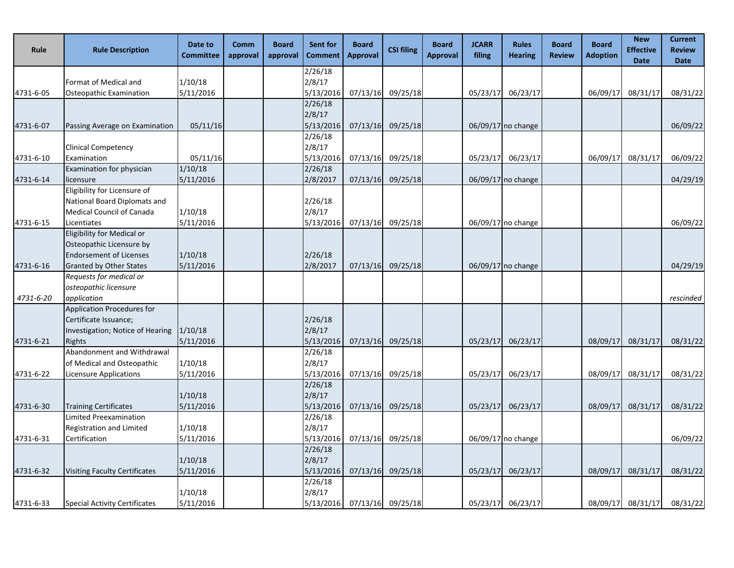| Rule | Rule Description | Date to Committee | Comm approval | Board approval | Sent for Comment | Board Approval | CSI filing | Board Approval | JCARR filing | Rules Hearing | Board Review | Board Adoption | New Effective Date | Current Review Date |
|---|---|---|---|---|---|---|---|---|---|---|---|---|---|---|
| 4731-6-05 | Format of Medical and Osteopathic Examination | 1/10/18 5/11/2016 | | | 2/26/18 2/8/17 5/13/2016 | 07/13/16 | 09/25/18 | | 05/23/17 | 06/23/17 | | 06/09/17 | 08/31/17 | 08/31/22 |
| 4731-6-07 | Passing Average on Examination | 05/11/16 | | | 2/26/18 2/8/17 5/13/2016 | 07/13/16 | 09/25/18 | | 06/09/17 | no change | | | | 06/09/22 |
| 4731-6-10 | Clinical Competency Examination | 05/11/16 | | | 2/26/18 2/8/17 5/13/2016 | 07/13/16 | 09/25/18 | | 05/23/17 | 06/23/17 | | 06/09/17 | 08/31/17 | 06/09/22 |
| 4731-6-14 | Examination for physician licensure | 1/10/18 5/11/2016 | | | 2/26/18 2/8/2017 | 07/13/16 | 09/25/18 | | 06/09/17 | no change | | | | 04/29/19 |
| 4731-6-15 | Eligibility for Licensure of National Board Diplomats and Medical Council of Canada Licentiates | 1/10/18 5/11/2016 | | | 2/26/18 2/8/17 5/13/2016 | 07/13/16 | 09/25/18 | | 06/09/17 | no change | | | | 06/09/22 |
| 4731-6-16 | Eligibility for Medical or Osteopathic Licensure by Endorsement of Licenses Granted by Other States | 1/10/18 5/11/2016 | | | 2/26/18 2/8/2017 | 07/13/16 | 09/25/18 | | 06/09/17 | no change | | | | 04/29/19 |
| *4731-6-20* | *Requests for medical or osteopathic licensure application* | | | | | | | | | | | | | *rescinded* |
| 4731-6-21 | Application Procedures for Certificate Issuance; Investigation; Notice of Hearing Rights | 1/10/18 5/11/2016 | | | 2/26/18 2/8/17 5/13/2016 | 07/13/16 | 09/25/18 | | 05/23/17 | 06/23/17 | | 08/09/17 | 08/31/17 | 08/31/22 |
| 4731-6-22 | Abandonment and Withdrawal of Medical and Osteopathic Licensure Applications | 1/10/18 5/11/2016 | | | 2/26/18 2/8/17 5/13/2016 | 07/13/16 | 09/25/18 | | 05/23/17 | 06/23/17 | | 08/09/17 | 08/31/17 | 08/31/22 |
| 4731-6-30 | Training Certificates | 1/10/18 5/11/2016 | | | 2/26/18 2/8/17 5/13/2016 | 07/13/16 | 09/25/18 | | 05/23/17 | 06/23/17 | | 08/09/17 | 08/31/17 | 08/31/22 |
| 4731-6-31 | Limited Preexamination Registration and Limited Certification | 1/10/18 5/11/2016 | | | 2/26/18 2/8/17 5/13/2016 | 07/13/16 | 09/25/18 | | 06/09/17 | no change | | | | 06/09/22 |
| 4731-6-32 | Visiting Faculty Certificates | 1/10/18 5/11/2016 | | | 2/26/18 2/8/17 5/13/2016 | 07/13/16 | 09/25/18 | | 05/23/17 | 06/23/17 | | 08/09/17 | 08/31/17 | 08/31/22 |
| 4731-6-33 | Special Activity Certificates | 1/10/18 5/11/2016 | | | 2/26/18 2/8/17 5/13/2016 | 07/13/16 | 09/25/18 | | 05/23/17 | 06/23/17 | | 08/09/17 | 08/31/17 | 08/31/22 |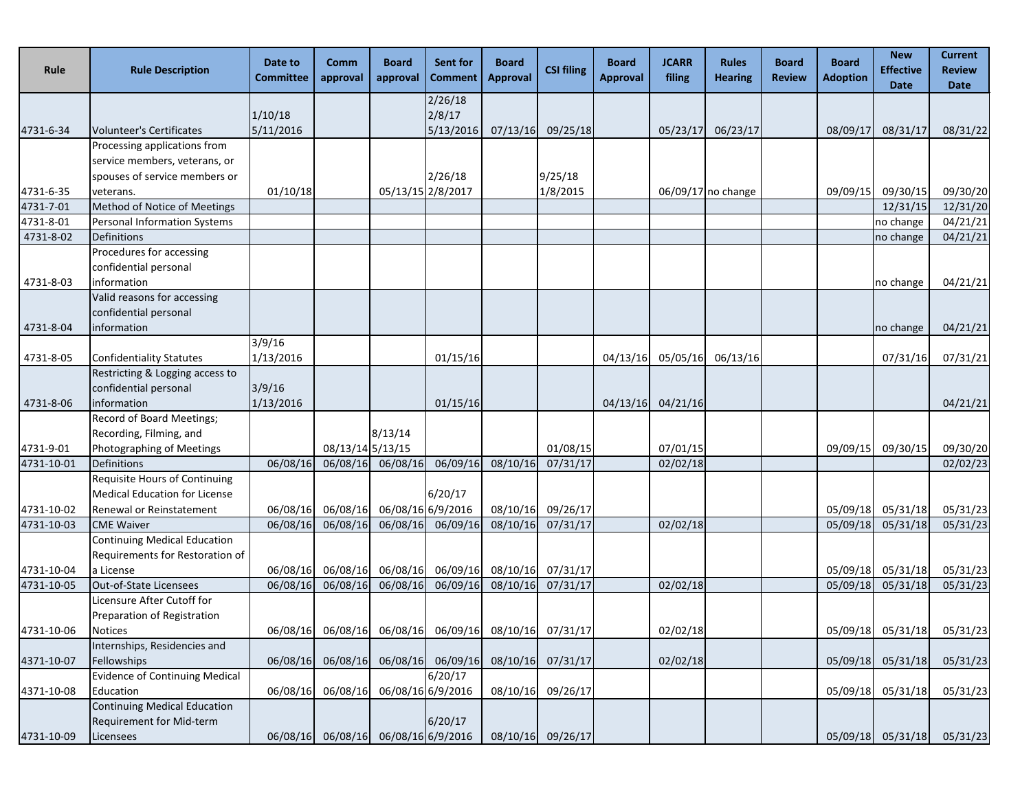| Rule | Rule Description | Date to Committee | Comm approval | Board approval | Sent for Comment | Board Approval | CSI filing | Board Approval | JCARR filing | Rules Hearing | Board Review | Board Adoption | New Effective Date | Current Review Date |
|---|---|---|---|---|---|---|---|---|---|---|---|---|---|---|
| 4731-6-34 | Volunteer's Certificates | 1/10/18 5/11/2016 | | | 2/26/18 2/8/17 5/13/2016 | 07/13/16 | 09/25/18 | | 05/23/17 | 06/23/17 | | 08/09/17 | 08/31/17 | 08/31/22 |
| 4731-6-35 | Processing applications from service members, veterans, or spouses of service members or veterans. | 01/10/18 | | 05/13/15 | 2/26/18 2/8/2017 | | 9/25/18 1/8/2015 | | 06/09/17 | no change | | 09/09/15 | 09/30/15 | 09/30/20 |
| 4731-7-01 | Method of Notice of Meetings | | | | | | | | | | | | 12/31/15 | 12/31/20 |
| 4731-8-01 | Personal Information Systems | | | | | | | | | | | | no change | 04/21/21 |
| 4731-8-02 | Definitions | | | | | | | | | | | | no change | 04/21/21 |
| 4731-8-03 | Procedures for accessing confidential personal information | | | | | | | | | | | | no change | 04/21/21 |
| 4731-8-04 | Valid reasons for accessing confidential personal information | | | | | | | | | | | | no change | 04/21/21 |
| 4731-8-05 | Confidentiality Statutes | 3/9/16 1/13/2016 | | | 01/15/16 | | | 04/13/16 | 05/05/16 | 06/13/16 | | | 07/31/16 | 07/31/21 |
| 4731-8-06 | Restricting & Logging access to confidential personal information | 3/9/16 1/13/2016 | | | 01/15/16 | | | 04/13/16 | 04/21/16 | | | | | 04/21/21 |
| 4731-9-01 | Record of Board Meetings; Recording, Filming, and Photographing of Meetings | | 08/13/14 | 8/13/14 5/13/15 | | | 01/08/15 | | 07/01/15 | | | 09/09/15 | 09/30/15 | 09/30/20 |
| 4731-10-01 | Definitions | 06/08/16 | 06/08/16 | 06/08/16 | 06/09/16 | 08/10/16 | 07/31/17 | | 02/02/18 | | | | | 02/02/23 |
| 4731-10-02 | Requisite Hours of Continuing Medical Education for License Renewal or Reinstatement | 06/08/16 | 06/08/16 | 06/08/16 | 6/20/17 6/9/2016 | 08/10/16 | 09/26/17 | | | | | 05/09/18 | 05/31/18 | 05/31/23 |
| 4731-10-03 | CME Waiver | 06/08/16 | 06/08/16 | 06/08/16 | 06/09/16 | 08/10/16 | 07/31/17 | | 02/02/18 | | | 05/09/18 | 05/31/18 | 05/31/23 |
| 4731-10-04 | Continuing Medical Education Requirements for Restoration of a License | 06/08/16 | 06/08/16 | 06/08/16 | 06/09/16 | 08/10/16 | 07/31/17 | | | | | 05/09/18 | 05/31/18 | 05/31/23 |
| 4731-10-05 | Out-of-State Licensees | 06/08/16 | 06/08/16 | 06/08/16 | 06/09/16 | 08/10/16 | 07/31/17 | | 02/02/18 | | | 05/09/18 | 05/31/18 | 05/31/23 |
| 4731-10-06 | Licensure After Cutoff for Preparation of Registration Notices | 06/08/16 | 06/08/16 | 06/08/16 | 06/09/16 | 08/10/16 | 07/31/17 | | 02/02/18 | | | 05/09/18 | 05/31/18 | 05/31/23 |
| 4371-10-07 | Internships, Residencies and Fellowships | 06/08/16 | 06/08/16 | 06/08/16 | 06/09/16 | 08/10/16 | 07/31/17 | | 02/02/18 | | | 05/09/18 | 05/31/18 | 05/31/23 |
| 4371-10-08 | Evidence of Continuing Medical Education | 06/08/16 | 06/08/16 | 06/08/16 | 6/20/17 6/9/2016 | 08/10/16 | 09/26/17 | | | | | 05/09/18 | 05/31/18 | 05/31/23 |
| 4731-10-09 | Continuing Medical Education Requirement for Mid-term Licensees | 06/08/16 | 06/08/16 | 06/08/16 | 6/20/17 6/9/2016 | 08/10/16 | 09/26/17 | | | | | 05/09/18 | 05/31/18 | 05/31/23 |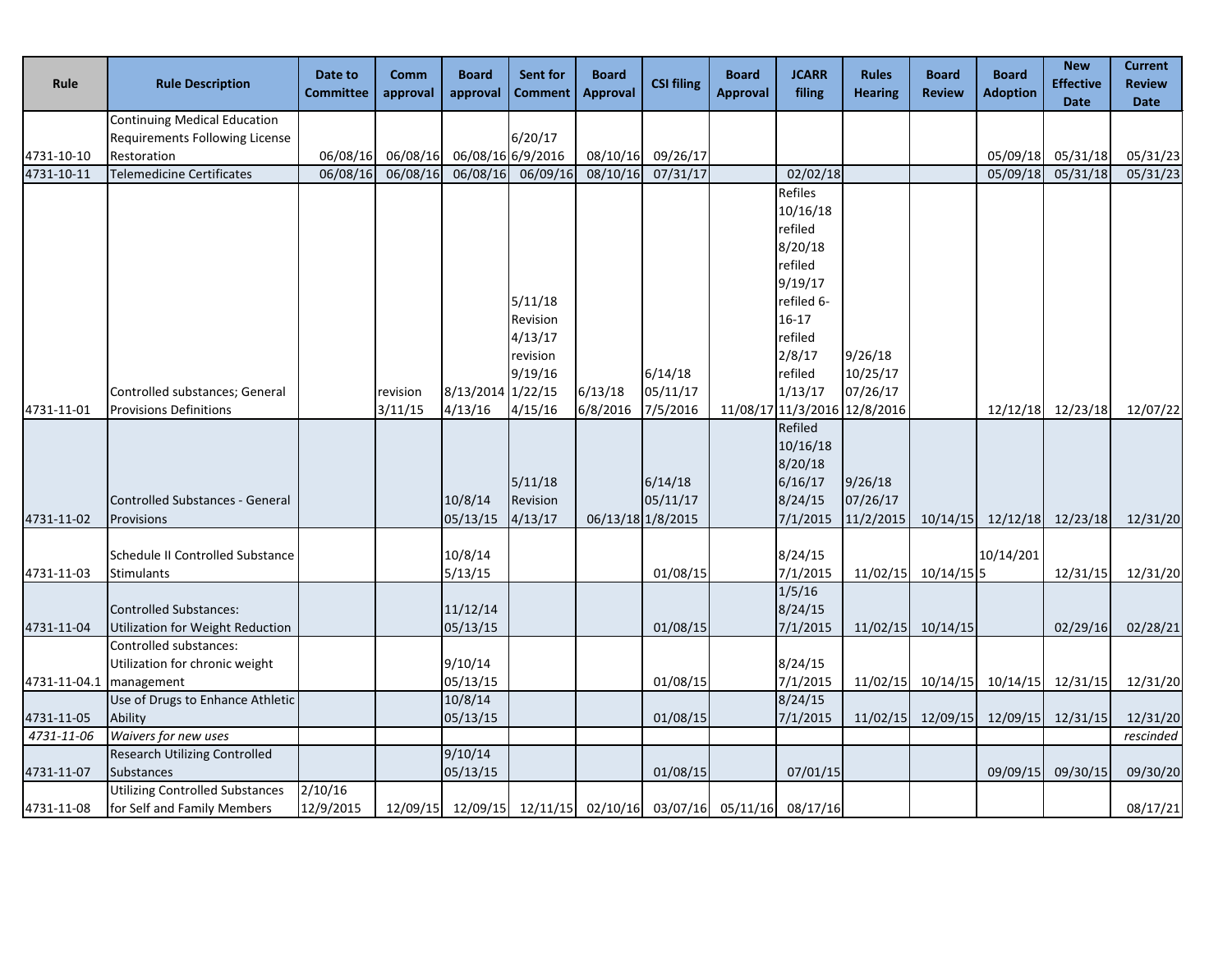| Rule | Rule Description | Date to Committee | Comm approval | Board approval | Sent for Comment | Board Approval | CSI filing | Board Approval | JCARR filing | Rules Hearing | Board Review | Board Adoption | New Effective Date | Current Review Date |
|---|---|---|---|---|---|---|---|---|---|---|---|---|---|---|
| 4731-10-10 | Continuing Medical Education Requirements Following License Restoration | 06/08/16 | 06/08/16 | 06/08/16 | 6/20/17 6/9/2016 | 08/10/16 | 09/26/17 | | | | | 05/09/18 | 05/31/18 | 05/31/23 |
| 4731-10-11 | Telemedicine Certificates | 06/08/16 | 06/08/16 | 06/08/16 | 06/09/16 | 08/10/16 | 07/31/17 | | 02/02/18 | | | 05/09/18 | 05/31/18 | 05/31/23 |
| 4731-11-01 | Controlled substances; General Provisions Definitions | | revision 3/11/15 | 8/13/2014 4/13/16 | 5/11/18 Revision 4/13/17 revision 9/19/16 1/22/15 4/15/16 | 6/13/18 6/8/2016 | 6/14/18 05/11/17 7/5/2016 | 11/08/17 | Refiles 10/16/18 refiled 8/20/18 refiled 9/19/17 refiled 6-16-17 refiled 2/8/17 refiled 1/13/17 11/3/2016 | 9/26/18 10/25/17 07/26/17 12/8/2016 | | 12/12/18 | 12/23/18 | 12/07/22 |
| 4731-11-02 | Controlled Substances - General Provisions | | | 10/8/14 05/13/15 | 5/11/18 Revision 4/13/17 | 06/13/18 | 6/14/18 05/11/17 1/8/2015 | | Refiled 10/16/18 8/20/18 6/16/17 8/24/15 7/1/2015 | 9/26/18 07/26/17 11/2/2015 | 10/14/15 | 12/12/18 | 12/23/18 | 12/31/20 |
| 4731-11-03 | Schedule II Controlled Substance Stimulants | | | 10/8/14 5/13/15 | | | 01/08/15 | | 8/24/15 7/1/2015 | 11/02/15 | 10/14/15 | 10/14/2015 | 12/31/15 | 12/31/20 |
| 4731-11-04 | Controlled Substances: Utilization for Weight Reduction | | | 11/12/14 05/13/15 | | | 01/08/15 | | 1/5/16 8/24/15 7/1/2015 | 11/02/15 | 10/14/15 | | 02/29/16 | 02/28/21 |
| 4731-11-04.1 | Controlled substances: Utilization for chronic weight management | | | 9/10/14 05/13/15 | | | 01/08/15 | | 8/24/15 7/1/2015 | 11/02/15 | 10/14/15 | 10/14/15 | 12/31/15 | 12/31/20 |
| 4731-11-05 | Use of Drugs to Enhance Athletic Ability | | | 10/8/14 05/13/15 | | | 01/08/15 | | 8/24/15 7/1/2015 | 11/02/15 | 12/09/15 | 12/09/15 | 12/31/15 | 12/31/20 |
| *4731-11-06* | *Waivers for new uses* | | | | | | | | | | | | | *rescinded* |
| 4731-11-07 | Research Utilizing Controlled Substances | | | 9/10/14 05/13/15 | | | 01/08/15 | | 07/01/15 | | | 09/09/15 | 09/30/15 | 09/30/20 |
| 4731-11-08 | Utilizing Controlled Substances for Self and Family Members | 2/10/16 12/9/2015 | 12/09/15 | 12/09/15 | 12/11/15 | 02/10/16 | 03/07/16 | 05/11/16 | 08/17/16 | | | | | 08/17/21 |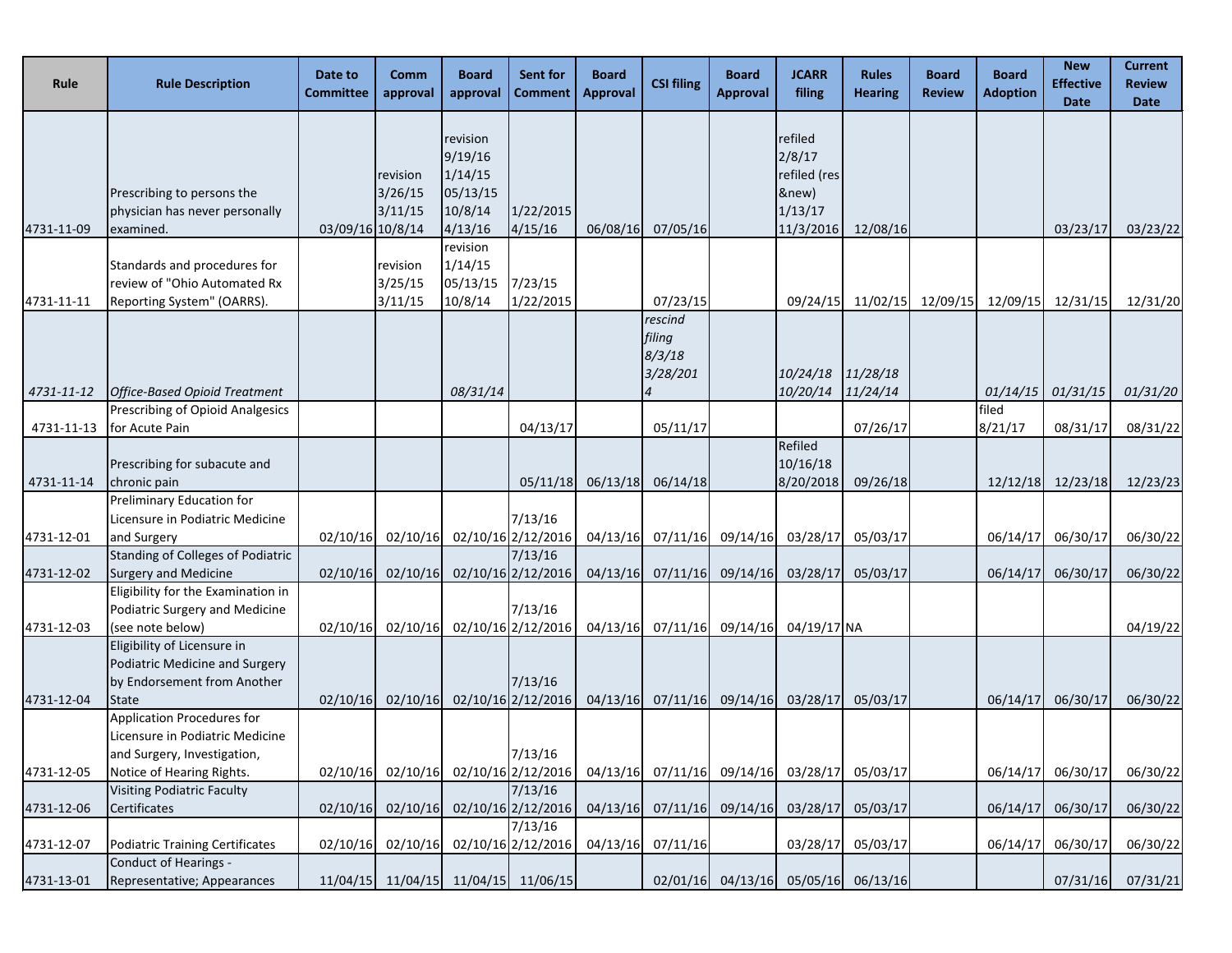| Rule | Rule Description | Date to Committee | Comm approval | Board approval | Sent for Comment | Board Approval | CSI filing | Board Approval | JCARR filing | Rules Hearing | Board Review | Board Adoption | New Effective Date | Current Review Date |
|---|---|---|---|---|---|---|---|---|---|---|---|---|---|---|
| 4731-11-09 | Prescribing to persons the physician has never personally examined. | 03/09/16 | revision 3/26/15 3/11/15 10/8/14 | revision 9/19/16 1/14/15 05/13/15 10/8/14 4/13/16 | 1/22/2015 4/15/16 | 06/08/16 | 07/05/16 | | refiled 2/8/17 refiled (res &new) 1/13/17 11/3/2016 | 12/08/16 | | | 03/23/17 | 03/23/22 |
| 4731-11-11 | Standards and procedures for review of "Ohio Automated Rx Reporting System" (OARRS). | | revision 3/25/15 3/11/15 | revision 1/14/15 05/13/15 10/8/14 | 7/23/15 1/22/2015 | | 07/23/15 | | 09/24/15 | 11/02/15 | 12/09/15 | 12/09/15 | 12/31/15 | 12/31/20 |
| *4731-11-12* | *Office-Based Opioid Treatment* | | | *08/31/14* | | | *rescind filing 8/3/18 3/28/2014* | | *10/24/18 10/20/14* | *11/28/18 11/24/14* | | *01/14/15* | *01/31/15* | *01/31/20* |
| 4731-11-13 | Prescribing of Opioid Analgesics for Acute Pain | | | | 04/13/17 | | 05/11/17 | | | 07/26/17 | | filed 8/21/17 | 08/31/17 | 08/31/22 |
| 4731-11-14 | Prescribing for subacute and chronic pain | | | | 05/11/18 | 06/13/18 | 06/14/18 | | Refiled 10/16/18 8/20/2018 | 09/26/18 | | 12/12/18 | 12/23/18 | 12/23/23 |
| 4731-12-01 | Preliminary Education for Licensure in Podiatric Medicine and Surgery | 02/10/16 | 02/10/16 | 02/10/16 | 7/13/16 2/12/2016 | 04/13/16 | 07/11/16 | 09/14/16 | 03/28/17 | 05/03/17 | | 06/14/17 | 06/30/17 | 06/30/22 |
| 4731-12-02 | Standing of Colleges of Podiatric Surgery and Medicine | 02/10/16 | 02/10/16 | 02/10/16 | 7/13/16 2/12/2016 | 04/13/16 | 07/11/16 | 09/14/16 | 03/28/17 | 05/03/17 | | 06/14/17 | 06/30/17 | 06/30/22 |
| 4731-12-03 | Eligibility for the Examination in Podiatric Surgery and Medicine (see note below) | 02/10/16 | 02/10/16 | 02/10/16 | 7/13/16 2/12/2016 | 04/13/16 | 07/11/16 | 09/14/16 | 04/19/17 | NA | | | | 04/19/22 |
| 4731-12-04 | Eligibility of Licensure in Podiatric Medicine and Surgery by Endorsement from Another State | 02/10/16 | 02/10/16 | 02/10/16 | 7/13/16 2/12/2016 | 04/13/16 | 07/11/16 | 09/14/16 | 03/28/17 | 05/03/17 | | 06/14/17 | 06/30/17 | 06/30/22 |
| 4731-12-05 | Application Procedures for Licensure in Podiatric Medicine and Surgery, Investigation, Notice of Hearing Rights. | 02/10/16 | 02/10/16 | 02/10/16 | 7/13/16 2/12/2016 | 04/13/16 | 07/11/16 | 09/14/16 | 03/28/17 | 05/03/17 | | 06/14/17 | 06/30/17 | 06/30/22 |
| 4731-12-06 | Visiting Podiatric Faculty Certificates | 02/10/16 | 02/10/16 | 02/10/16 | 7/13/16 2/12/2016 | 04/13/16 | 07/11/16 | 09/14/16 | 03/28/17 | 05/03/17 | | 06/14/17 | 06/30/17 | 06/30/22 |
| 4731-12-07 | Podiatric Training Certificates | 02/10/16 | 02/10/16 | 02/10/16 | 7/13/16 2/12/2016 | 04/13/16 | 07/11/16 | | 03/28/17 | 05/03/17 | | 06/14/17 | 06/30/17 | 06/30/22 |
| 4731-13-01 | Conduct of Hearings - Representative; Appearances | 11/04/15 | 11/04/15 | 11/04/15 | 11/06/15 | | 02/01/16 | 04/13/16 | 05/05/16 | 06/13/16 | | | 07/31/16 | 07/31/21 |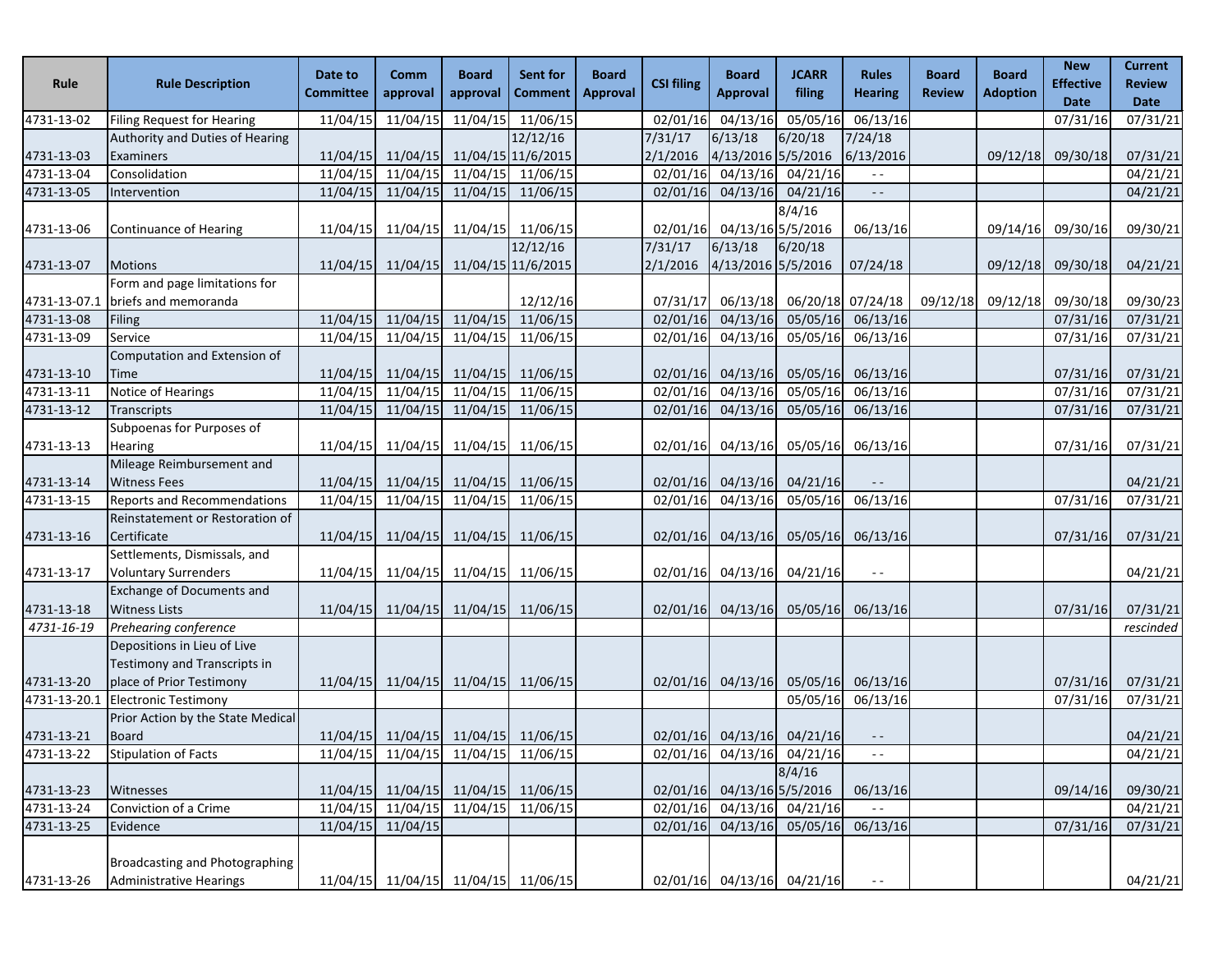| Rule | Rule Description | Date to Committee | Comm approval | Board approval | Sent for Comment | Board Approval | CSI filing | Board Approval | JCARR filing | Rules Hearing | Board Review | Board Adoption | New Effective Date | Current Review Date |
|---|---|---|---|---|---|---|---|---|---|---|---|---|---|---|
| 4731-13-02 | Filing Request for Hearing | 11/04/15 | 11/04/15 | 11/04/15 | 11/06/15 | | 02/01/16 | 04/13/16 | 05/05/16 | 06/13/16 | | | 07/31/16 | 07/31/21 |
| 4731-13-03 | Authority and Duties of Hearing Examiners | 11/04/15 | 11/04/15 | 11/04/15 | 12/12/16 11/6/2015 | | 7/31/17 2/1/2016 | 6/13/18 4/13/2016 | 6/20/18 5/5/2016 | 7/24/18 6/13/2016 | | 09/12/18 | 09/30/18 | 07/31/21 |
| 4731-13-04 | Consolidation | 11/04/15 | 11/04/15 | 11/04/15 | 11/06/15 | | 02/01/16 | 04/13/16 | 04/21/16 | - - | | | | 04/21/21 |
| 4731-13-05 | Intervention | 11/04/15 | 11/04/15 | 11/04/15 | 11/06/15 | | 02/01/16 | 04/13/16 | 04/21/16 | - - | | | | 04/21/21 |
| 4731-13-06 | Continuance of Hearing | 11/04/15 | 11/04/15 | 11/04/15 | 11/06/15 | | 02/01/16 | 04/13/16 | 8/4/16 5/5/2016 | 06/13/16 | | 09/14/16 | 09/30/16 | 09/30/21 |
| 4731-13-07 | Motions | 11/04/15 | 11/04/15 | 11/04/15 | 12/12/16 11/6/2015 | | 7/31/17 2/1/2016 | 6/13/18 4/13/2016 | 6/20/18 5/5/2016 | 07/24/18 | | 09/12/18 | 09/30/18 | 04/21/21 |
| 4731-13-07.1 | Form and page limitations for briefs and memoranda | | | | 12/12/16 | | 07/31/17 | 06/13/18 | 06/20/18 | 07/24/18 | 09/12/18 | 09/12/18 | 09/30/18 | 09/30/23 |
| 4731-13-08 | Filing | 11/04/15 | 11/04/15 | 11/04/15 | 11/06/15 | | 02/01/16 | 04/13/16 | 05/05/16 | 06/13/16 | | | 07/31/16 | 07/31/21 |
| 4731-13-09 | Service | 11/04/15 | 11/04/15 | 11/04/15 | 11/06/15 | | 02/01/16 | 04/13/16 | 05/05/16 | 06/13/16 | | | 07/31/16 | 07/31/21 |
| 4731-13-10 | Computation and Extension of Time | 11/04/15 | 11/04/15 | 11/04/15 | 11/06/15 | | 02/01/16 | 04/13/16 | 05/05/16 | 06/13/16 | | | 07/31/16 | 07/31/21 |
| 4731-13-11 | Notice of Hearings | 11/04/15 | 11/04/15 | 11/04/15 | 11/06/15 | | 02/01/16 | 04/13/16 | 05/05/16 | 06/13/16 | | | 07/31/16 | 07/31/21 |
| 4731-13-12 | Transcripts | 11/04/15 | 11/04/15 | 11/04/15 | 11/06/15 | | 02/01/16 | 04/13/16 | 05/05/16 | 06/13/16 | | | 07/31/16 | 07/31/21 |
| 4731-13-13 | Subpoenas for Purposes of Hearing | 11/04/15 | 11/04/15 | 11/04/15 | 11/06/15 | | 02/01/16 | 04/13/16 | 05/05/16 | 06/13/16 | | | 07/31/16 | 07/31/21 |
| 4731-13-14 | Mileage Reimbursement and Witness Fees | 11/04/15 | 11/04/15 | 11/04/15 | 11/06/15 | | 02/01/16 | 04/13/16 | 04/21/16 | - - | | | | 04/21/21 |
| 4731-13-15 | Reports and Recommendations | 11/04/15 | 11/04/15 | 11/04/15 | 11/06/15 | | 02/01/16 | 04/13/16 | 05/05/16 | 06/13/16 | | | 07/31/16 | 07/31/21 |
| 4731-13-16 | Reinstatement or Restoration of Certificate | 11/04/15 | 11/04/15 | 11/04/15 | 11/06/15 | | 02/01/16 | 04/13/16 | 05/05/16 | 06/13/16 | | | 07/31/16 | 07/31/21 |
| 4731-13-17 | Settlements, Dismissals, and Voluntary Surrenders | 11/04/15 | 11/04/15 | 11/04/15 | 11/06/15 | | 02/01/16 | 04/13/16 | 04/21/16 | - - | | | | 04/21/21 |
| 4731-13-18 | Exchange of Documents and Witness Lists | 11/04/15 | 11/04/15 | 11/04/15 | 11/06/15 | | 02/01/16 | 04/13/16 | 05/05/16 | 06/13/16 | | | 07/31/16 | 07/31/21 |
| *4731-16-19* | *Prehearing conference* | | | | | | | | | | | | | *rescinded* |
| 4731-13-20 | Depositions in Lieu of Live Testimony and Transcripts in place of Prior Testimony | 11/04/15 | 11/04/15 | 11/04/15 | 11/06/15 | | 02/01/16 | 04/13/16 | 05/05/16 | 06/13/16 | | | 07/31/16 | 07/31/21 |
| 4731-13-20.1 | Electronic Testimony | | | | | | | | 05/05/16 | 06/13/16 | | | 07/31/16 | 07/31/21 |
| 4731-13-21 | Prior Action by the State Medical Board | 11/04/15 | 11/04/15 | 11/04/15 | 11/06/15 | | 02/01/16 | 04/13/16 | 04/21/16 | - - | | | | 04/21/21 |
| 4731-13-22 | Stipulation of Facts | 11/04/15 | 11/04/15 | 11/04/15 | 11/06/15 | | 02/01/16 | 04/13/16 | 04/21/16 | - - | | | | 04/21/21 |
| 4731-13-23 | Witnesses | 11/04/15 | 11/04/15 | 11/04/15 | 11/06/15 | | 02/01/16 | 04/13/16 | 8/4/16 5/5/2016 | 06/13/16 | | | 09/14/16 | 09/30/21 |
| 4731-13-24 | Conviction of a Crime | 11/04/15 | 11/04/15 | 11/04/15 | 11/06/15 | | 02/01/16 | 04/13/16 | 04/21/16 | - - | | | | 04/21/21 |
| 4731-13-25 | Evidence | 11/04/15 | 11/04/15 | | | | 02/01/16 | 04/13/16 | 05/05/16 | 06/13/16 | | | 07/31/16 | 07/31/21 |
| 4731-13-26 | Broadcasting and Photographing Administrative Hearings | 11/04/15 | 11/04/15 | 11/04/15 | 11/06/15 | | 02/01/16 | 04/13/16 | 04/21/16 | - - | | | | 04/21/21 |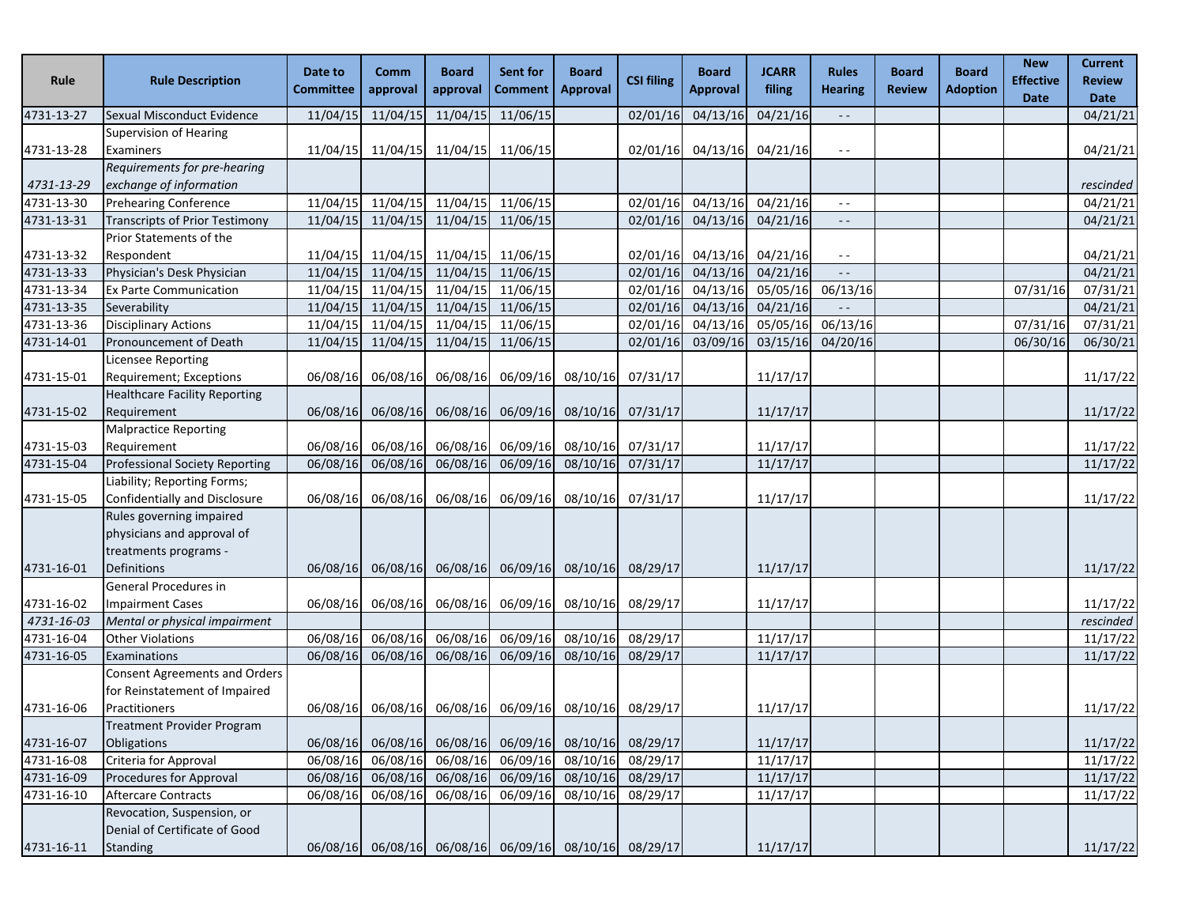| Rule | Rule Description | Date to Committee | Comm approval | Board approval | Sent for Comment | Board Approval | CSI filing | Board Approval | JCARR filing | Rules Hearing | Board Review | Board Adoption | New Effective Date | Current Review Date |
|---|---|---|---|---|---|---|---|---|---|---|---|---|---|---|
| 4731-13-27 | Sexual Misconduct Evidence | 11/04/15 | 11/04/15 | 11/04/15 | 11/06/15 | | 02/01/16 | 04/13/16 | 04/21/16 | - - | | | | 04/21/21 |
| 4731-13-28 | Supervision of Hearing Examiners | 11/04/15 | 11/04/15 | 11/04/15 | 11/06/15 | | 02/01/16 | 04/13/16 | 04/21/16 | - - | | | | 04/21/21 |
| *4731-13-29* | *Requirements for pre-hearing exchange of information* | | | | | | | | | | | | | *rescinded* |
| 4731-13-30 | Prehearing Conference | 11/04/15 | 11/04/15 | 11/04/15 | 11/06/15 | | 02/01/16 | 04/13/16 | 04/21/16 | - - | | | | 04/21/21 |
| 4731-13-31 | Transcripts of Prior Testimony | 11/04/15 | 11/04/15 | 11/04/15 | 11/06/15 | | 02/01/16 | 04/13/16 | 04/21/16 | - - | | | | 04/21/21 |
| 4731-13-32 | Prior Statements of the Respondent | 11/04/15 | 11/04/15 | 11/04/15 | 11/06/15 | | 02/01/16 | 04/13/16 | 04/21/16 | - - | | | | 04/21/21 |
| 4731-13-33 | Physician's Desk Physician | 11/04/15 | 11/04/15 | 11/04/15 | 11/06/15 | | 02/01/16 | 04/13/16 | 04/21/16 | - - | | | | 04/21/21 |
| 4731-13-34 | Ex Parte Communication | 11/04/15 | 11/04/15 | 11/04/15 | 11/06/15 | | 02/01/16 | 04/13/16 | 05/05/16 | 06/13/16 | | | 07/31/16 | 07/31/21 |
| 4731-13-35 | Severability | 11/04/15 | 11/04/15 | 11/04/15 | 11/06/15 | | 02/01/16 | 04/13/16 | 04/21/16 | - - | | | | 04/21/21 |
| 4731-13-36 | Disciplinary Actions | 11/04/15 | 11/04/15 | 11/04/15 | 11/06/15 | | 02/01/16 | 04/13/16 | 05/05/16 | 06/13/16 | | | 07/31/16 | 07/31/21 |
| 4731-14-01 | Pronouncement of Death | 11/04/15 | 11/04/15 | 11/04/15 | 11/06/15 | | 02/01/16 | 03/09/16 | 03/15/16 | 04/20/16 | | | 06/30/16 | 06/30/21 |
| 4731-15-01 | Licensee Reporting Requirement; Exceptions | 06/08/16 | 06/08/16 | 06/08/16 | 06/09/16 | 08/10/16 | 07/31/17 | | 11/17/17 | | | | | 11/17/22 |
| 4731-15-02 | Healthcare Facility Reporting Requirement | 06/08/16 | 06/08/16 | 06/08/16 | 06/09/16 | 08/10/16 | 07/31/17 | | 11/17/17 | | | | | 11/17/22 |
| 4731-15-03 | Malpractice Reporting Requirement | 06/08/16 | 06/08/16 | 06/08/16 | 06/09/16 | 08/10/16 | 07/31/17 | | 11/17/17 | | | | | 11/17/22 |
| 4731-15-04 | Professional Society Reporting | 06/08/16 | 06/08/16 | 06/08/16 | 06/09/16 | 08/10/16 | 07/31/17 | | 11/17/17 | | | | | 11/17/22 |
| 4731-15-05 | Liability; Reporting Forms; Confidentially and Disclosure | 06/08/16 | 06/08/16 | 06/08/16 | 06/09/16 | 08/10/16 | 07/31/17 | | 11/17/17 | | | | | 11/17/22 |
| 4731-16-01 | Rules governing impaired physicians and approval of treatments programs - Definitions | 06/08/16 | 06/08/16 | 06/08/16 | 06/09/16 | 08/10/16 | 08/29/17 | | 11/17/17 | | | | | 11/17/22 |
| 4731-16-02 | General Procedures in Impairment Cases | 06/08/16 | 06/08/16 | 06/08/16 | 06/09/16 | 08/10/16 | 08/29/17 | | 11/17/17 | | | | | 11/17/22 |
| *4731-16-03* | *Mental or physical impairment* | | | | | | | | | | | | | *rescinded* |
| 4731-16-04 | Other Violations | 06/08/16 | 06/08/16 | 06/08/16 | 06/09/16 | 08/10/16 | 08/29/17 | | 11/17/17 | | | | | 11/17/22 |
| 4731-16-05 | Examinations | 06/08/16 | 06/08/16 | 06/08/16 | 06/09/16 | 08/10/16 | 08/29/17 | | 11/17/17 | | | | | 11/17/22 |
| 4731-16-06 | Consent Agreements and Orders for Reinstatement of Impaired Practitioners | 06/08/16 | 06/08/16 | 06/08/16 | 06/09/16 | 08/10/16 | 08/29/17 | | 11/17/17 | | | | | 11/17/22 |
| 4731-16-07 | Treatment Provider Program Obligations | 06/08/16 | 06/08/16 | 06/08/16 | 06/09/16 | 08/10/16 | 08/29/17 | | 11/17/17 | | | | | 11/17/22 |
| 4731-16-08 | Criteria for Approval | 06/08/16 | 06/08/16 | 06/08/16 | 06/09/16 | 08/10/16 | 08/29/17 | | 11/17/17 | | | | | 11/17/22 |
| 4731-16-09 | Procedures for Approval | 06/08/16 | 06/08/16 | 06/08/16 | 06/09/16 | 08/10/16 | 08/29/17 | | 11/17/17 | | | | | 11/17/22 |
| 4731-16-10 | Aftercare Contracts | 06/08/16 | 06/08/16 | 06/08/16 | 06/09/16 | 08/10/16 | 08/29/17 | | 11/17/17 | | | | | 11/17/22 |
| 4731-16-11 | Revocation, Suspension, or Denial of Certificate of Good Standing | 06/08/16 | 06/08/16 | 06/08/16 | 06/09/16 | 08/10/16 | 08/29/17 | | 11/17/17 | | | | | 11/17/22 |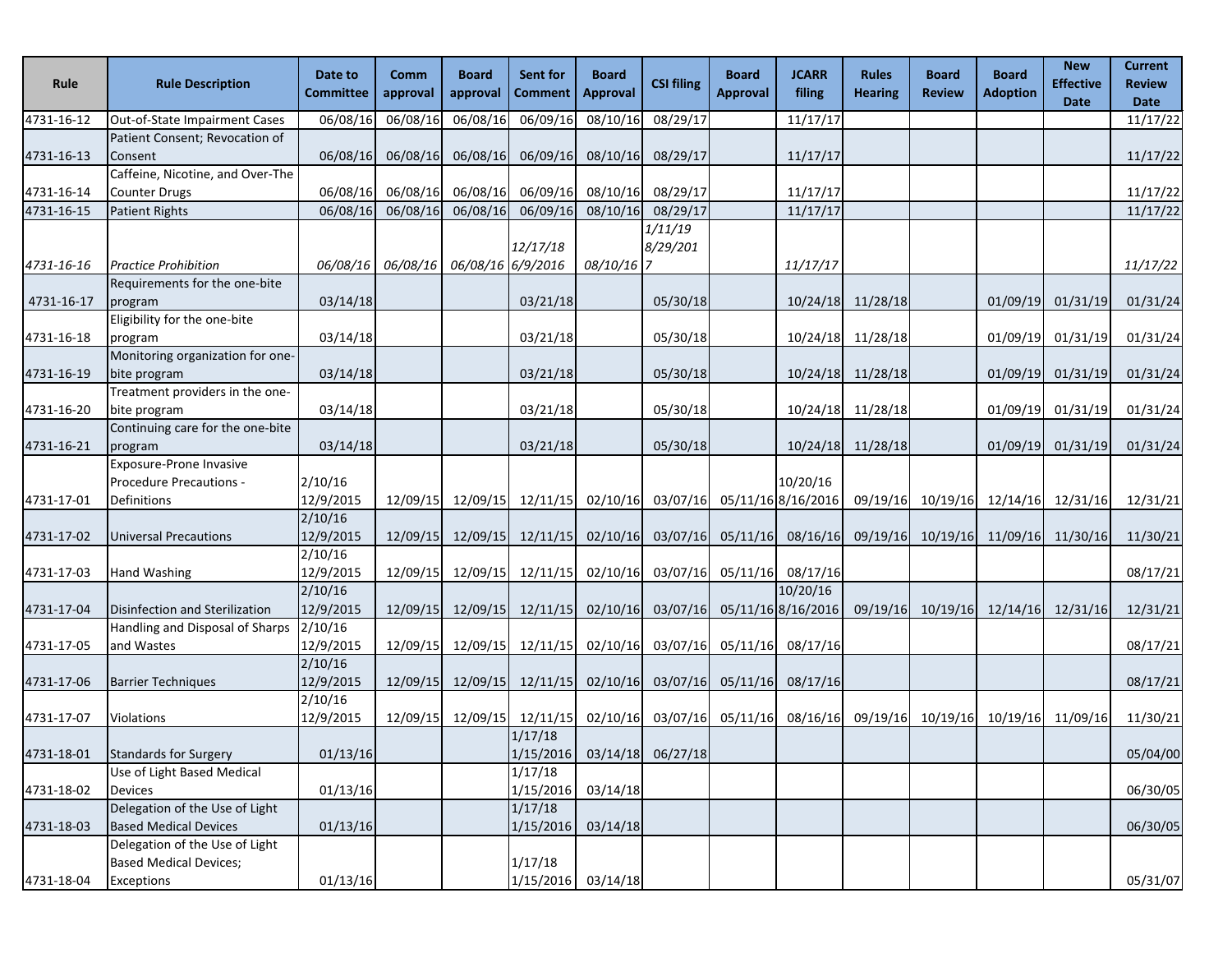| Rule | Rule Description | Date to Committee | Comm approval | Board approval | Sent for Comment | Board Approval | CSI filing | Board Approval | JCARR filing | Rules Hearing | Board Review | Board Adoption | New Effective Date | Current Review Date |
|---|---|---|---|---|---|---|---|---|---|---|---|---|---|---|
| 4731-16-12 | Out-of-State Impairment Cases | 06/08/16 | 06/08/16 | 06/08/16 | 06/09/16 | 08/10/16 | 08/29/17 | | 11/17/17 | | | | | 11/17/22 |
| 4731-16-13 | Patient Consent; Revocation of Consent | 06/08/16 | 06/08/16 | 06/08/16 | 06/09/16 | 08/10/16 | 08/29/17 | | 11/17/17 | | | | | 11/17/22 |
| 4731-16-14 | Caffeine, Nicotine, and Over-The Counter Drugs | 06/08/16 | 06/08/16 | 06/08/16 | 06/09/16 | 08/10/16 | 08/29/17 | | 11/17/17 | | | | | 11/17/22 |
| 4731-16-15 | Patient Rights | 06/08/16 | 06/08/16 | 06/08/16 | 06/09/16 | 08/10/16 | 08/29/17 | | 11/17/17 | | | | | 11/17/22 |
| *4731-16-16* | *Practice Prohibition* | *06/08/16* | *06/08/16* | *06/08/16* | *12/17/18 6/9/2016* | *08/10/16* | *1/11/19 8/29/2017* | | *11/17/17* | | | | | *11/17/22* |
| 4731-16-17 | Requirements for the one-bite program | 03/14/18 | | | 03/21/18 | | 05/30/18 | | 10/24/18 | 11/28/18 | | 01/09/19 | 01/31/19 | 01/31/24 |
| 4731-16-18 | Eligibility for the one-bite program | 03/14/18 | | | 03/21/18 | | 05/30/18 | | 10/24/18 | 11/28/18 | | 01/09/19 | 01/31/19 | 01/31/24 |
| 4731-16-19 | Monitoring organization for one-bite program | 03/14/18 | | | 03/21/18 | | 05/30/18 | | 10/24/18 | 11/28/18 | | 01/09/19 | 01/31/19 | 01/31/24 |
| 4731-16-20 | Treatment providers in the one-bite program | 03/14/18 | | | 03/21/18 | | 05/30/18 | | 10/24/18 | 11/28/18 | | 01/09/19 | 01/31/19 | 01/31/24 |
| 4731-16-21 | Continuing care for the one-bite program | 03/14/18 | | | 03/21/18 | | 05/30/18 | | 10/24/18 | 11/28/18 | | 01/09/19 | 01/31/19 | 01/31/24 |
| 4731-17-01 | Exposure-Prone Invasive Procedure Precautions - Definitions | 2/10/16 12/9/2015 | 12/09/15 | 12/09/15 | 12/11/15 | 02/10/16 | 03/07/16 | 05/11/16 | 10/20/16 8/16/2016 | 09/19/16 | 10/19/16 | 12/14/16 | 12/31/16 | 12/31/21 |
| 4731-17-02 | Universal Precautions | 2/10/16 12/9/2015 | 12/09/15 | 12/09/15 | 12/11/15 | 02/10/16 | 03/07/16 | 05/11/16 | 08/16/16 | 09/19/16 | 10/19/16 | 11/09/16 | 11/30/16 | 11/30/21 |
| 4731-17-03 | Hand Washing | 2/10/16 12/9/2015 | 12/09/15 | 12/09/15 | 12/11/15 | 02/10/16 | 03/07/16 | 05/11/16 | 08/17/16 | | | | | 08/17/21 |
| 4731-17-04 | Disinfection and Sterilization | 2/10/16 12/9/2015 | 12/09/15 | 12/09/15 | 12/11/15 | 02/10/16 | 03/07/16 | 05/11/16 | 10/20/16 8/16/2016 | 09/19/16 | 10/19/16 | 12/14/16 | 12/31/16 | 12/31/21 |
| 4731-17-05 | Handling and Disposal of Sharps and Wastes | 2/10/16 12/9/2015 | 12/09/15 | 12/09/15 | 12/11/15 | 02/10/16 | 03/07/16 | 05/11/16 | 08/17/16 | | | | | 08/17/21 |
| 4731-17-06 | Barrier Techniques | 2/10/16 12/9/2015 | 12/09/15 | 12/09/15 | 12/11/15 | 02/10/16 | 03/07/16 | 05/11/16 | 08/17/16 | | | | | 08/17/21 |
| 4731-17-07 | Violations | 2/10/16 12/9/2015 | 12/09/15 | 12/09/15 | 12/11/15 | 02/10/16 | 03/07/16 | 05/11/16 | 08/16/16 | 09/19/16 | 10/19/16 | 10/19/16 | 11/09/16 | 11/30/21 |
| 4731-18-01 | Standards for Surgery | 01/13/16 | | | 1/17/18 1/15/2016 | 03/14/18 | 06/27/18 | | | | | | | 05/04/00 |
| 4731-18-02 | Use of Light Based Medical Devices | 01/13/16 | | | 1/17/18 1/15/2016 | 03/14/18 | | | | | | | | 06/30/05 |
| 4731-18-03 | Delegation of the Use of Light Based Medical Devices | 01/13/16 | | | 1/17/18 1/15/2016 | 03/14/18 | | | | | | | | 06/30/05 |
| 4731-18-04 | Delegation of the Use of Light Based Medical Devices; Exceptions | 01/13/16 | | | 1/17/18 1/15/2016 | 03/14/18 | | | | | | | | 05/31/07 |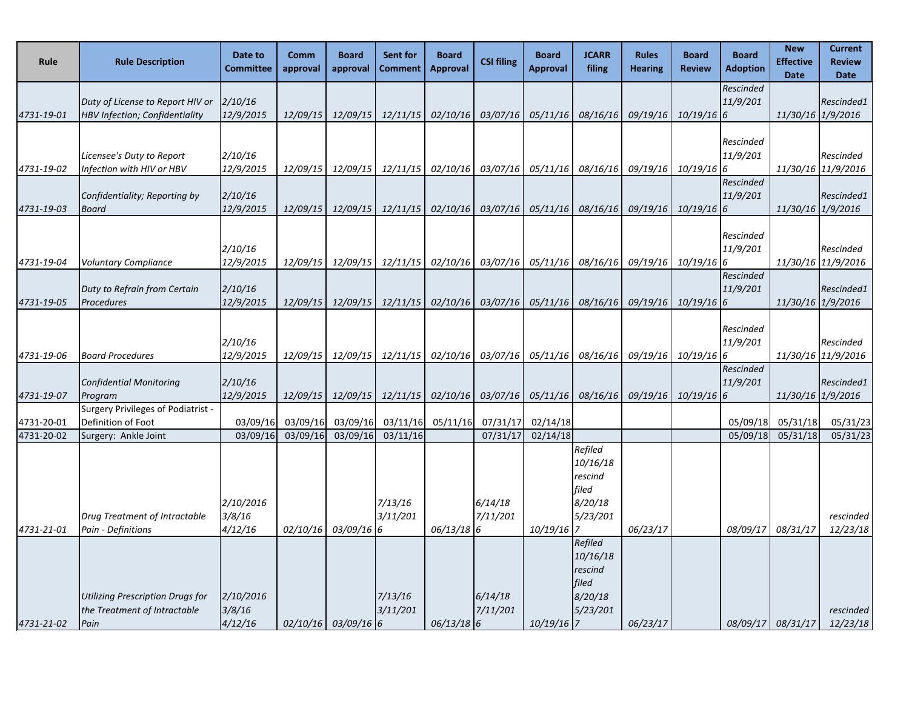| Rule | Rule Description | Date to Committee | Comm approval | Board approval | Sent for Comment | Board Approval | CSI filing | Board Approval | JCARR filing | Rules Hearing | Board Review | Board Adoption | New Effective Date | Current Review Date |
|---|---|---|---|---|---|---|---|---|---|---|---|---|---|---|
| 4731-19-01 | Duty of License to Report HIV or HBV Infection; Confidentiality | 2/10/16 12/9/2015 | 12/09/15 | 12/09/15 | 12/11/15 | 02/10/16 | 03/07/16 | 05/11/16 | 08/16/16 | 09/19/16 | 10/19/16 | Rescinded 11/9/2016 | 11/30/16 | Rescinded 11/9/2016 |
| 4731-19-02 | Licensee's Duty to Report Infection with HIV or HBV | 2/10/16 12/9/2015 | 12/09/15 | 12/09/15 | 12/11/15 | 02/10/16 | 03/07/16 | 05/11/16 | 08/16/16 | 09/19/16 | 10/19/16 | Rescinded 11/9/2016 | 11/30/16 | Rescinded 11/9/2016 |
| 4731-19-03 | Confidentiality; Reporting by Board | 2/10/16 12/9/2015 | 12/09/15 | 12/09/15 | 12/11/15 | 02/10/16 | 03/07/16 | 05/11/16 | 08/16/16 | 09/19/16 | 10/19/16 | Rescinded 11/9/2016 | 11/30/16 | Rescinded 11/9/2016 |
| 4731-19-04 | Voluntary Compliance | 2/10/16 12/9/2015 | 12/09/15 | 12/09/15 | 12/11/15 | 02/10/16 | 03/07/16 | 05/11/16 | 08/16/16 | 09/19/16 | 10/19/16 | Rescinded 11/9/2016 | 11/30/16 | Rescinded 11/9/2016 |
| 4731-19-05 | Duty to Refrain from Certain Procedures | 2/10/16 12/9/2015 | 12/09/15 | 12/09/15 | 12/11/15 | 02/10/16 | 03/07/16 | 05/11/16 | 08/16/16 | 09/19/16 | 10/19/16 | Rescinded 11/9/2016 | 11/30/16 | Rescinded 11/9/2016 |
| 4731-19-06 | Board Procedures | 2/10/16 12/9/2015 | 12/09/15 | 12/09/15 | 12/11/15 | 02/10/16 | 03/07/16 | 05/11/16 | 08/16/16 | 09/19/16 | 10/19/16 | Rescinded 11/9/2016 | 11/30/16 | Rescinded 11/9/2016 |
| 4731-19-07 | Confidential Monitoring Program | 2/10/16 12/9/2015 | 12/09/15 | 12/09/15 | 12/11/15 | 02/10/16 | 03/07/16 | 05/11/16 | 08/16/16 | 09/19/16 | 10/19/16 | Rescinded 11/9/2016 | 11/30/16 | Rescinded 11/9/2016 |
| 4731-20-01 | Surgery Privileges of Podiatrist - Definition of Foot | 03/09/16 | 03/09/16 | 03/09/16 | 03/11/16 | 05/11/16 | 07/31/17 | 02/14/18 | | | | 05/09/18 | 05/31/18 | 05/31/23 |
| 4731-20-02 | Surgery: Ankle Joint | 03/09/16 | 03/09/16 | 03/09/16 | 03/11/16 | | 07/31/17 | 02/14/18 | | | | 05/09/18 | 05/31/18 | 05/31/23 |
| 4731-21-01 | Drug Treatment of Intractable Pain - Definitions | 2/10/2016 3/8/16 4/12/16 | 02/10/16 | 03/09/16 | 7/13/16 3/11/2016 | 06/13/18 | 6/14/18 7/11/2016 | 10/19/16 | Refiled 10/16/18 rescind filed 8/20/18 5/23/2017 | 06/23/17 | | 08/09/17 | 08/31/17 | rescinded 12/23/18 |
| 4731-21-02 | Utilizing Prescription Drugs for the Treatment of Intractable Pain | 2/10/2016 3/8/16 4/12/16 | 02/10/16 | 03/09/16 | 7/13/16 3/11/2016 | 06/13/18 | 6/14/18 7/11/2016 | 10/19/16 | Refiled 10/16/18 rescind filed 8/20/18 5/23/2017 | 06/23/17 | | 08/09/17 | 08/31/17 | rescinded 12/23/18 |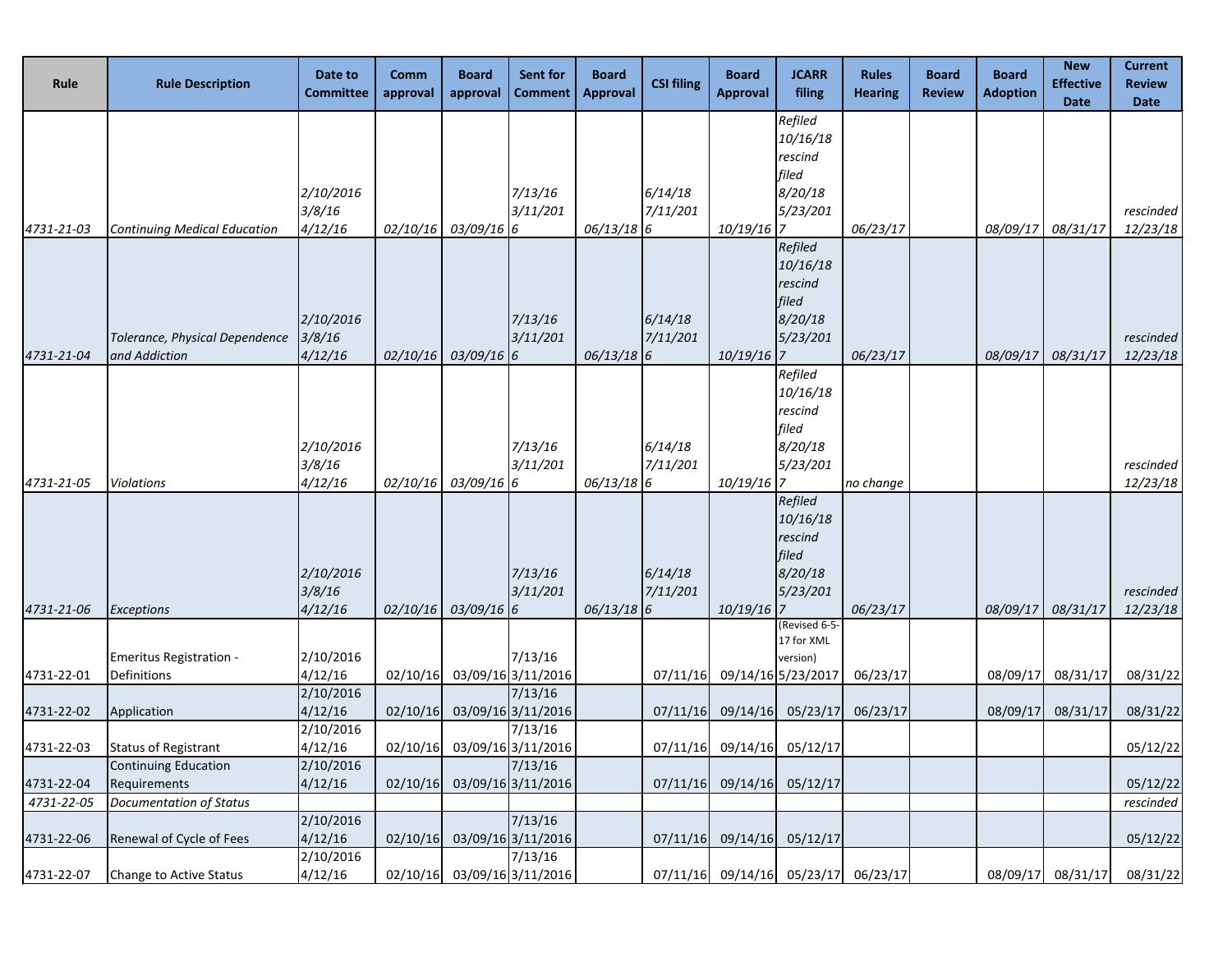| Rule | Rule Description | Date to Committee | Comm approval | Board approval | Sent for Comment | Board Approval | CSI filing | Board Approval | JCARR filing | Rules Hearing | Board Review | Board Adoption | New Effective Date | Current Review Date |
|---|---|---|---|---|---|---|---|---|---|---|---|---|---|---|
| *4731-21-03* | *Continuing Medical Education* | *2/10/2016 3/8/16 4/12/16* | *02/10/16* | *03/09/16* | *7/13/16 3/11/2016* | *06/13/18* | *6/14/18 7/11/2016* | *10/19/16* | *Refiled 10/16/18 rescind filed 8/20/18 5/23/2017* | *06/23/17* | | *08/09/17* | *08/31/17* | *rescinded 12/23/18* |
| *4731-21-04* | *Tolerance, Physical Dependence and Addiction* | *2/10/2016 3/8/16 4/12/16* | *02/10/16* | *03/09/16* | *7/13/16 3/11/2016* | *06/13/18* | *6/14/18 7/11/2016* | *10/19/16* | *Refiled 10/16/18 rescind filed 8/20/18 5/23/2017* | *06/23/17* | | *08/09/17* | *08/31/17* | *rescinded 12/23/18* |
| *4731-21-05* | *Violations* | *2/10/2016 3/8/16 4/12/16* | *02/10/16* | *03/09/16* | *7/13/16 3/11/2016* | *06/13/18* | *6/14/18 7/11/2016* | *10/19/16* | *Refiled 10/16/18 rescind filed 8/20/18 5/23/2017* | *no change* | | | | *rescinded 12/23/18* |
| *4731-21-06* | *Exceptions* | *2/10/2016 3/8/16 4/12/16* | *02/10/16* | *03/09/16* | *7/13/16 3/11/2016* | *06/13/18* | *6/14/18 7/11/2016* | *10/19/16* | *Refiled 10/16/18 rescind filed 8/20/18 5/23/2017* | *06/23/17* | | *08/09/17* | *08/31/17* | *rescinded 12/23/18* |
| 4731-22-01 | Emeritus Registration - Definitions | 2/10/2016 4/12/16 | 02/10/16 | 03/09/16 | 7/13/16 3/11/2016 | | 07/11/16 | 09/14/16 | (Revised 6-5-17 for XML version) 5/23/2017 | 06/23/17 | | 08/09/17 | 08/31/17 | 08/31/22 |
| 4731-22-02 | Application | 2/10/2016 4/12/16 | 02/10/16 | 03/09/16 | 7/13/16 3/11/2016 | | 07/11/16 | 09/14/16 | 05/23/17 | 06/23/17 | | 08/09/17 | 08/31/17 | 08/31/22 |
| 4731-22-03 | Status of Registrant | 2/10/2016 4/12/16 | 02/10/16 | 03/09/16 | 7/13/16 3/11/2016 | | 07/11/16 | 09/14/16 | 05/12/17 | | | | | 05/12/22 |
| 4731-22-04 | Continuing Education Requirements | 2/10/2016 4/12/16 | 02/10/16 | 03/09/16 | 7/13/16 3/11/2016 | | 07/11/16 | 09/14/16 | 05/12/17 | | | | | 05/12/22 |
| *4731-22-05* | *Documentation of Status* | | | | | | | | | | | | | *rescinded* |
| 4731-22-06 | Renewal of Cycle of Fees | 2/10/2016 4/12/16 | 02/10/16 | 03/09/16 | 7/13/16 3/11/2016 | | 07/11/16 | 09/14/16 | 05/12/17 | | | | | 05/12/22 |
| 4731-22-07 | Change to Active Status | 2/10/2016 4/12/16 | 02/10/16 | 03/09/16 | 7/13/16 3/11/2016 | | 07/11/16 | 09/14/16 | 05/23/17 | 06/23/17 | | 08/09/17 | 08/31/17 | 08/31/22 |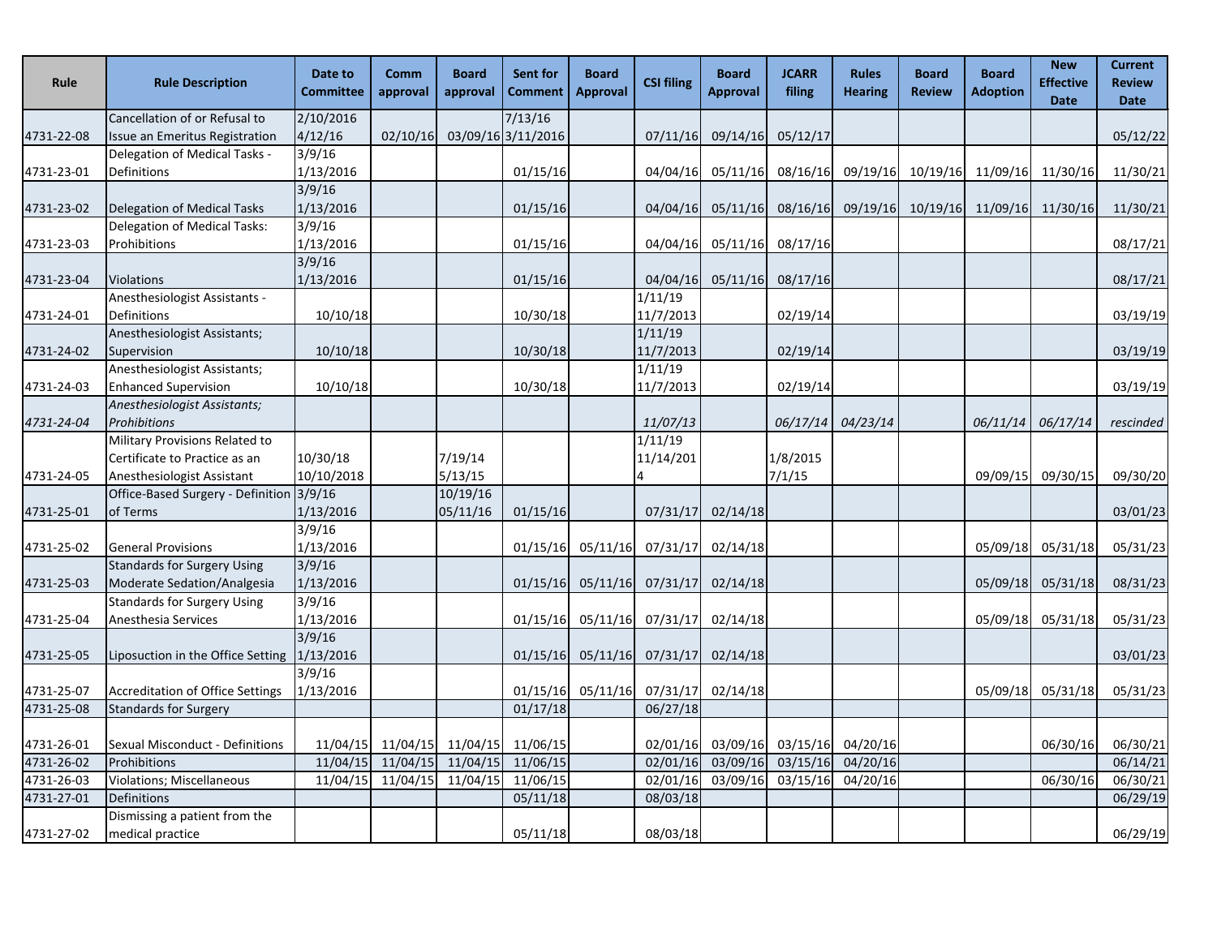| Rule | Rule Description | Date to Committee | Comm approval | Board approval | Sent for Comment | Board Approval | CSI filing | Board Approval | JCARR filing | Rules Hearing | Board Review | Board Adoption | New Effective Date | Current Review Date |
|---|---|---|---|---|---|---|---|---|---|---|---|---|---|---|
| 4731-22-08 | Cancellation of or Refusal to Issue an Emeritus Registration | 2/10/2016 4/12/16 | 02/10/16 | 03/09/16 | 7/13/16 3/11/2016 | | 07/11/16 | 09/14/16 | 05/12/17 | | | | | 05/12/22 |
| 4731-23-01 | Delegation of Medical Tasks - Definitions | 3/9/16 1/13/2016 | | | 01/15/16 | | 04/04/16 | 05/11/16 | 08/16/16 | 09/19/16 | 10/19/16 | 11/09/16 | 11/30/16 | 11/30/21 |
| 4731-23-02 | Delegation of Medical Tasks | 3/9/16 1/13/2016 | | | 01/15/16 | | 04/04/16 | 05/11/16 | 08/16/16 | 09/19/16 | 10/19/16 | 11/09/16 | 11/30/16 | 11/30/21 |
| 4731-23-03 | Delegation of Medical Tasks: Prohibitions | 3/9/16 1/13/2016 | | | 01/15/16 | | 04/04/16 | 05/11/16 | 08/17/16 | | | | | 08/17/21 |
| 4731-23-04 | Violations | 3/9/16 1/13/2016 | | | 01/15/16 | | 04/04/16 | 05/11/16 | 08/17/16 | | | | | 08/17/21 |
| 4731-24-01 | Anesthesiologist Assistants - Definitions | 10/10/18 | | | 10/30/18 | | 1/11/19 11/7/2013 | | 02/19/14 | | | | | 03/19/19 |
| 4731-24-02 | Anesthesiologist Assistants; Supervision | 10/10/18 | | | 10/30/18 | | 1/11/19 11/7/2013 | | 02/19/14 | | | | | 03/19/19 |
| 4731-24-03 | Anesthesiologist Assistants; Enhanced Supervision | 10/10/18 | | | 10/30/18 | | 1/11/19 11/7/2013 | | 02/19/14 | | | | | 03/19/19 |
| *4731-24-04* | *Anesthesiologist Assistants; Prohibitions* | | | | | | *11/07/13* | | *06/17/14* | *04/23/14* | | *06/11/14* | *06/17/14* | *rescinded* |
| 4731-24-05 | Military Provisions Related to Certificate to Practice as an Anesthesiologist Assistant | 10/30/18 10/10/2018 | | 7/19/14 5/13/15 | | | 1/11/19 11/14/2014 | | 1/8/2015 7/1/15 | | | 09/09/15 | 09/30/15 | 09/30/20 |
| 4731-25-01 | Office-Based Surgery - Definition of Terms | 3/9/16 1/13/2016 | | 10/19/16 05/11/16 | 01/15/16 | | 07/31/17 | 02/14/18 | | | | | | 03/01/23 |
| 4731-25-02 | General Provisions | 3/9/16 1/13/2016 | | | 01/15/16 | 05/11/16 | 07/31/17 | 02/14/18 | | | | 05/09/18 | 05/31/18 | 05/31/23 |
| 4731-25-03 | Standards for Surgery Using Moderate Sedation/Analgesia | 3/9/16 1/13/2016 | | | 01/15/16 | 05/11/16 | 07/31/17 | 02/14/18 | | | | 05/09/18 | 05/31/18 | 08/31/23 |
| 4731-25-04 | Standards for Surgery Using Anesthesia Services | 3/9/16 1/13/2016 | | | 01/15/16 | 05/11/16 | 07/31/17 | 02/14/18 | | | | 05/09/18 | 05/31/18 | 05/31/23 |
| 4731-25-05 | Liposuction in the Office Setting | 3/9/16 1/13/2016 | | | 01/15/16 | 05/11/16 | 07/31/17 | 02/14/18 | | | | | | 03/01/23 |
| 4731-25-07 | Accreditation of Office Settings | 3/9/16 1/13/2016 | | | 01/15/16 | 05/11/16 | 07/31/17 | 02/14/18 | | | | 05/09/18 | 05/31/18 | 05/31/23 |
| 4731-25-08 | Standards for Surgery | | | | 01/17/18 | | 06/27/18 | | | | | | | |
| 4731-26-01 | Sexual Misconduct - Definitions | 11/04/15 | 11/04/15 | 11/04/15 | 11/06/15 | | 02/01/16 | 03/09/16 | 03/15/16 | 04/20/16 | | | 06/30/16 | 06/30/21 |
| 4731-26-02 | Prohibitions | 11/04/15 | 11/04/15 | 11/04/15 | 11/06/15 | | 02/01/16 | 03/09/16 | 03/15/16 | 04/20/16 | | | | 06/14/21 |
| 4731-26-03 | Violations; Miscellaneous | 11/04/15 | 11/04/15 | 11/04/15 | 11/06/15 | | 02/01/16 | 03/09/16 | 03/15/16 | 04/20/16 | | | 06/30/16 | 06/30/21 |
| 4731-27-01 | Definitions | | | | 05/11/18 | | 08/03/18 | | | | | | | 06/29/19 |
| 4731-27-02 | Dismissing a patient from the medical practice | | | | 05/11/18 | | 08/03/18 | | | | | | | 06/29/19 |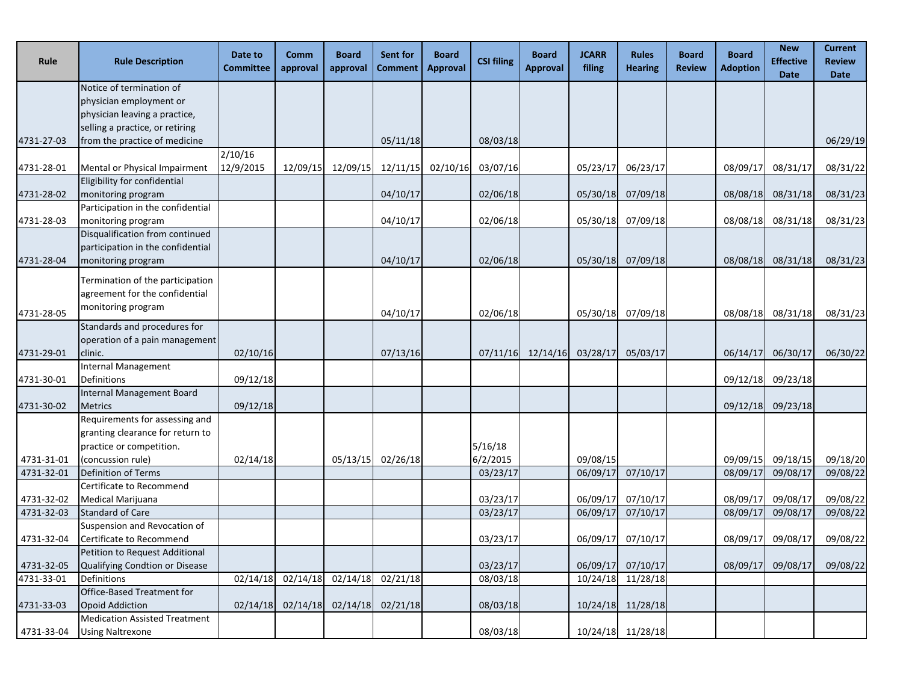| Rule | Rule Description | Date to Committee | Comm approval | Board approval | Sent for Comment | Board Approval | CSI filing | Board Approval | JCARR filing | Rules Hearing | Board Review | Board Adoption | New Effective Date | Current Review Date |
|---|---|---|---|---|---|---|---|---|---|---|---|---|---|---|
| 4731-27-03 | Notice of termination of physician employment or physician leaving a practice, selling a practice, or retiring from the practice of medicine | | | | 05/11/18 | | 08/03/18 | | | | | | | 06/29/19 |
| 4731-28-01 | Mental or Physical Impairment | 2/10/16 12/9/2015 | 12/09/15 | 12/09/15 | 12/11/15 | 02/10/16 | 03/07/16 | | 05/23/17 | 06/23/17 | | 08/09/17 | 08/31/17 | 08/31/22 |
| 4731-28-02 | Eligibility for confidential monitoring program | | | | 04/10/17 | | 02/06/18 | | 05/30/18 | 07/09/18 | | 08/08/18 | 08/31/18 | 08/31/23 |
| 4731-28-03 | Participation in the confidential monitoring program | | | | 04/10/17 | | 02/06/18 | | 05/30/18 | 07/09/18 | | 08/08/18 | 08/31/18 | 08/31/23 |
| 4731-28-04 | Disqualification from continued participation in the confidential monitoring program | | | | 04/10/17 | | 02/06/18 | | 05/30/18 | 07/09/18 | | 08/08/18 | 08/31/18 | 08/31/23 |
| 4731-28-05 | Termination of the participation agreement for the confidential monitoring program | | | | 04/10/17 | | 02/06/18 | | 05/30/18 | 07/09/18 | | 08/08/18 | 08/31/18 | 08/31/23 |
| 4731-29-01 | Standards and procedures for operation of a pain management clinic. | 02/10/16 | | | 07/13/16 | | 07/11/16 | 12/14/16 | 03/28/17 | 05/03/17 | | 06/14/17 | 06/30/17 | 06/30/22 |
| 4731-30-01 | Internal Management Definitions | 09/12/18 | | | | | | | | | | 09/12/18 | 09/23/18 | |
| 4731-30-02 | Internal Management Board Metrics | 09/12/18 | | | | | | | | | | 09/12/18 | 09/23/18 | |
| 4731-31-01 | Requirements for assessing and granting clearance for return to practice or competition. (concussion rule) | 02/14/18 | | 05/13/15 | 02/26/18 | | 5/16/18 6/2/2015 | | 09/08/15 | | | 09/09/15 | 09/18/15 | 09/18/20 |
| 4731-32-01 | Definition of Terms | | | | | | 03/23/17 | | 06/09/17 | 07/10/17 | | 08/09/17 | 09/08/17 | 09/08/22 |
| 4731-32-02 | Certificate to Recommend Medical Marijuana | | | | | | 03/23/17 | | 06/09/17 | 07/10/17 | | 08/09/17 | 09/08/17 | 09/08/22 |
| 4731-32-03 | Standard of Care | | | | | | 03/23/17 | | 06/09/17 | 07/10/17 | | 08/09/17 | 09/08/17 | 09/08/22 |
| 4731-32-04 | Suspension and Revocation of Certificate to Recommend | | | | | | 03/23/17 | | 06/09/17 | 07/10/17 | | 08/09/17 | 09/08/17 | 09/08/22 |
| 4731-32-05 | Petition to Request Additional Qualifying Condtion or Disease | | | | | | 03/23/17 | | 06/09/17 | 07/10/17 | | 08/09/17 | 09/08/17 | 09/08/22 |
| 4731-33-01 | Definitions | 02/14/18 | 02/14/18 | 02/14/18 | 02/21/18 | | 08/03/18 | | 10/24/18 | 11/28/18 | | | | |
| 4731-33-03 | Office-Based Treatment for Opoid Addiction | 02/14/18 | 02/14/18 | 02/14/18 | 02/21/18 | | 08/03/18 | | 10/24/18 | 11/28/18 | | | | |
| 4731-33-04 | Medication Assisted Treatment Using Naltrexone | | | | | | 08/03/18 | | 10/24/18 | 11/28/18 | | | | |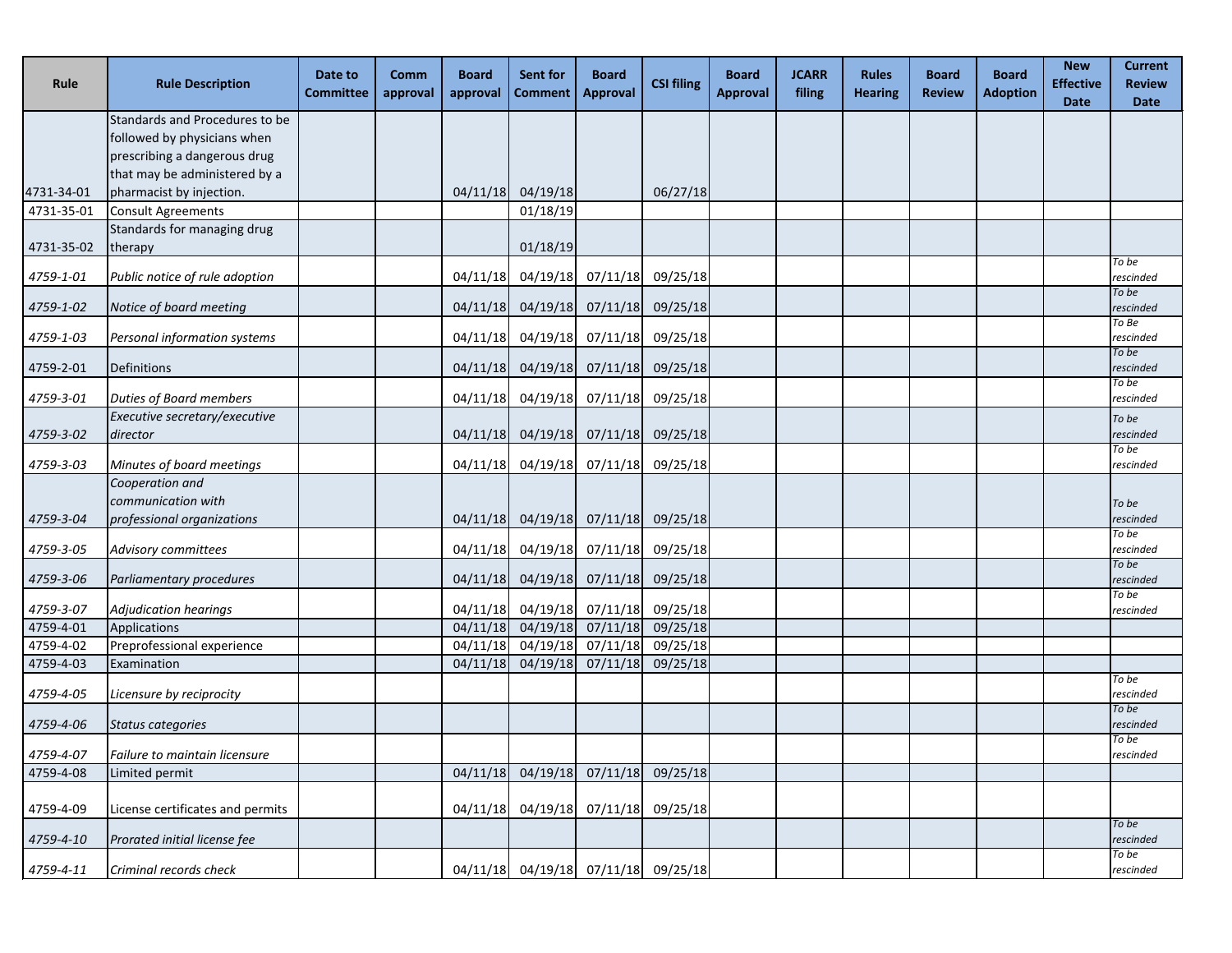| Rule | Rule Description | Date to Committee | Comm approval | Board approval | Sent for Comment | Board Approval | CSI filing | Board Approval | JCARR filing | Rules Hearing | Board Review | Board Adoption | New Effective Date | Current Review Date |
|---|---|---|---|---|---|---|---|---|---|---|---|---|---|---|
| 4731-34-01 | Standards and Procedures to be followed by physicians when prescribing a dangerous drug that may be administered by a pharmacist by injection. | | | 04/11/18 | 04/19/18 | | 06/27/18 | | | | | | | |
| 4731-35-01 | Consult Agreements | | | | 01/18/19 | | | | | | | | | |
| 4731-35-02 | Standards for managing drug therapy | | | | 01/18/19 | | | | | | | | | |
| *4759-1-01* | *Public notice of rule adoption* | | | 04/11/18 | 04/19/18 | 07/11/18 | 09/25/18 | | | | | | | *To be rescinded* |
| *4759-1-02* | *Notice of board meeting* | | | 04/11/18 | 04/19/18 | 07/11/18 | 09/25/18 | | | | | | | *To be rescinded* |
| *4759-1-03* | *Personal information systems* | | | 04/11/18 | 04/19/18 | 07/11/18 | 09/25/18 | | | | | | | *To Be rescinded* |
| 4759-2-01 | Definitions | | | 04/11/18 | 04/19/18 | 07/11/18 | 09/25/18 | | | | | | | *To be rescinded* |
| *4759-3-01* | *Duties of Board members* | | | 04/11/18 | 04/19/18 | 07/11/18 | 09/25/18 | | | | | | | *To be rescinded* |
| *4759-3-02* | *Executive secretary/executive director* | | | 04/11/18 | 04/19/18 | 07/11/18 | 09/25/18 | | | | | | | *To be rescinded* |
| *4759-3-03* | *Minutes of board meetings* | | | 04/11/18 | 04/19/18 | 07/11/18 | 09/25/18 | | | | | | | *To be rescinded* |
| *4759-3-04* | *Cooperation and communication with professional organizations* | | | 04/11/18 | 04/19/18 | 07/11/18 | 09/25/18 | | | | | | | *To be rescinded* |
| *4759-3-05* | *Advisory committees* | | | 04/11/18 | 04/19/18 | 07/11/18 | 09/25/18 | | | | | | | *To be rescinded* |
| *4759-3-06* | *Parliamentary procedures* | | | 04/11/18 | 04/19/18 | 07/11/18 | 09/25/18 | | | | | | | *To be rescinded* |
| *4759-3-07* | *Adjudication hearings* | | | 04/11/18 | 04/19/18 | 07/11/18 | 09/25/18 | | | | | | | *To be rescinded* |
| 4759-4-01 | Applications | | | 04/11/18 | 04/19/18 | 07/11/18 | 09/25/18 | | | | | | | |
| 4759-4-02 | Preprofessional experience | | | 04/11/18 | 04/19/18 | 07/11/18 | 09/25/18 | | | | | | | |
| 4759-4-03 | Examination | | | 04/11/18 | 04/19/18 | 07/11/18 | 09/25/18 | | | | | | | |
| *4759-4-05* | *Licensure by reciprocity* | | | | | | | | | | | | | *To be rescinded* |
| *4759-4-06* | *Status categories* | | | | | | | | | | | | | *To be rescinded* |
| *4759-4-07* | *Failure to maintain licensure* | | | | | | | | | | | | | *To be rescinded* |
| 4759-4-08 | Limited permit | | | 04/11/18 | 04/19/18 | 07/11/18 | 09/25/18 | | | | | | | |
| 4759-4-09 | License certificates and permits | | | 04/11/18 | 04/19/18 | 07/11/18 | 09/25/18 | | | | | | | |
| *4759-4-10* | *Prorated initial license fee* | | | | | | | | | | | | | *To be rescinded* |
| *4759-4-11* | *Criminal records check* | | | 04/11/18 | 04/19/18 | 07/11/18 | 09/25/18 | | | | | | | *To be rescinded* |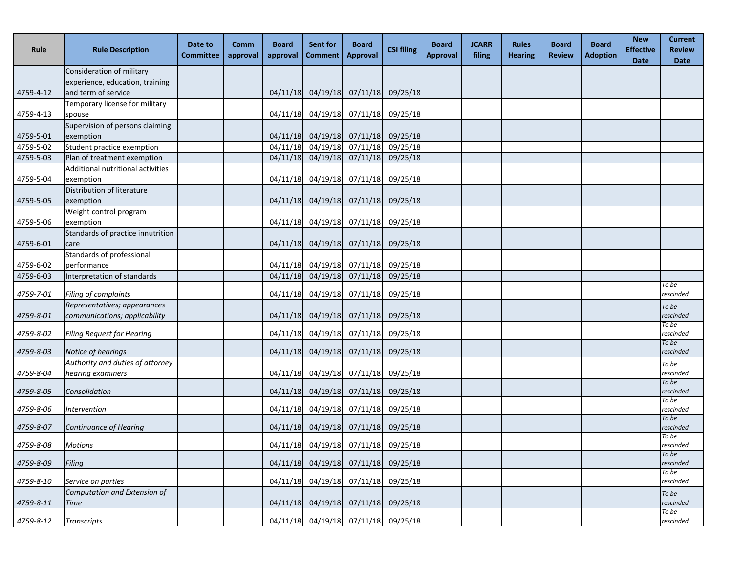| Rule | Rule Description | Date to Committee | Comm approval | Board approval | Sent for Comment | Board Approval | CSI filing | Board Approval | JCARR filing | Rules Hearing | Board Review | Board Adoption | New Effective Date | Current Review Date |
|---|---|---|---|---|---|---|---|---|---|---|---|---|---|---|
| 4759-4-12 | Consideration of military experience, education, training and term of service | | | 04/11/18 | 04/19/18 | 07/11/18 | 09/25/18 | | | | | | | |
| 4759-4-13 | Temporary license for military spouse | | | 04/11/18 | 04/19/18 | 07/11/18 | 09/25/18 | | | | | | | |
| 4759-5-01 | Supervision of persons claiming exemption | | | 04/11/18 | 04/19/18 | 07/11/18 | 09/25/18 | | | | | | | |
| 4759-5-02 | Student practice exemption | | | 04/11/18 | 04/19/18 | 07/11/18 | 09/25/18 | | | | | | | |
| 4759-5-03 | Plan of treatment exemption | | | 04/11/18 | 04/19/18 | 07/11/18 | 09/25/18 | | | | | | | |
| 4759-5-04 | Additional nutritional activities exemption | | | 04/11/18 | 04/19/18 | 07/11/18 | 09/25/18 | | | | | | | |
| 4759-5-05 | Distribution of literature exemption | | | 04/11/18 | 04/19/18 | 07/11/18 | 09/25/18 | | | | | | | |
| 4759-5-06 | Weight control program exemption | | | 04/11/18 | 04/19/18 | 07/11/18 | 09/25/18 | | | | | | | |
| 4759-6-01 | Standards of practice innutrition care | | | 04/11/18 | 04/19/18 | 07/11/18 | 09/25/18 | | | | | | | |
| 4759-6-02 | Standards of professional performance | | | 04/11/18 | 04/19/18 | 07/11/18 | 09/25/18 | | | | | | | |
| 4759-6-03 | Interpretation of standards | | | 04/11/18 | 04/19/18 | 07/11/18 | 09/25/18 | | | | | | | |
| *4759-7-01* | *Filing of complaints* | | | 04/11/18 | 04/19/18 | 07/11/18 | 09/25/18 | | | | | | | *To be rescinded* |
| *4759-8-01* | *Representatives; appearances communications; applicability* | | | 04/11/18 | 04/19/18 | 07/11/18 | 09/25/18 | | | | | | | *To be rescinded* |
| *4759-8-02* | *Filing Request for Hearing* | | | 04/11/18 | 04/19/18 | 07/11/18 | 09/25/18 | | | | | | | *To be rescinded* |
| *4759-8-03* | *Notice of hearings* | | | 04/11/18 | 04/19/18 | 07/11/18 | 09/25/18 | | | | | | | *To be rescinded* |
| *4759-8-04* | *Authority and duties of attorney hearing examiners* | | | 04/11/18 | 04/19/18 | 07/11/18 | 09/25/18 | | | | | | | *To be rescinded* |
| *4759-8-05* | *Consolidation* | | | 04/11/18 | 04/19/18 | 07/11/18 | 09/25/18 | | | | | | | *To be rescinded* |
| *4759-8-06* | *Intervention* | | | 04/11/18 | 04/19/18 | 07/11/18 | 09/25/18 | | | | | | | *To be rescinded* |
| *4759-8-07* | *Continuance of Hearing* | | | 04/11/18 | 04/19/18 | 07/11/18 | 09/25/18 | | | | | | | *To be rescinded* |
| *4759-8-08* | *Motions* | | | 04/11/18 | 04/19/18 | 07/11/18 | 09/25/18 | | | | | | | *To be rescinded* |
| *4759-8-09* | *Filing* | | | 04/11/18 | 04/19/18 | 07/11/18 | 09/25/18 | | | | | | | *To be rescinded* |
| *4759-8-10* | *Service on parties* | | | 04/11/18 | 04/19/18 | 07/11/18 | 09/25/18 | | | | | | | *To be rescinded* |
| *4759-8-11* | *Computation and Extension of Time* | | | 04/11/18 | 04/19/18 | 07/11/18 | 09/25/18 | | | | | | | *To be rescinded* |
| *4759-8-12* | *Transcripts* | | | 04/11/18 | 04/19/18 | 07/11/18 | 09/25/18 | | | | | | | *To be rescinded* |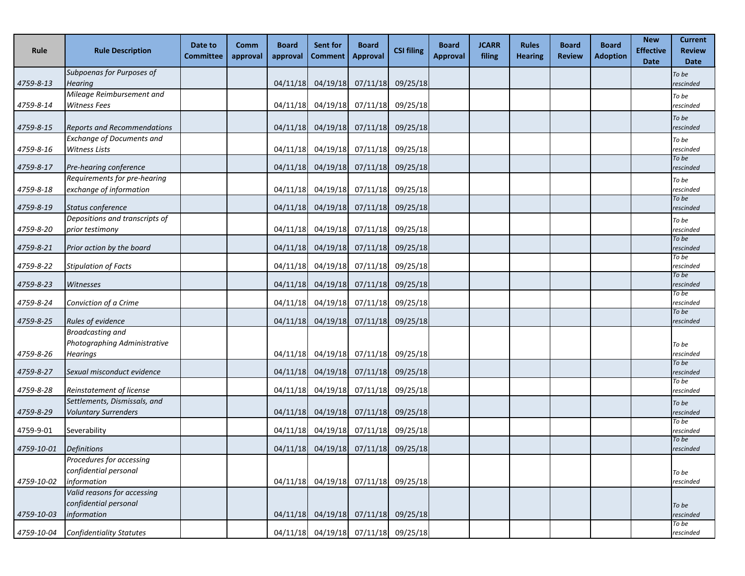| Rule | Rule Description | Date to Committee | Comm approval | Board approval | Sent for Comment | Board Approval | CSI filing | Board Approval | JCARR filing | Rules Hearing | Board Review | Board Adoption | New Effective Date | Current Review Date |
|---|---|---|---|---|---|---|---|---|---|---|---|---|---|---|
| *4759-8-13* | *Subpoenas for Purposes of Hearing* | | | 04/11/18 | 04/19/18 | 07/11/18 | 09/25/18 | | | | | | | *To be rescinded* |
| *4759-8-14* | *Mileage Reimbursement and Witness Fees* | | | 04/11/18 | 04/19/18 | 07/11/18 | 09/25/18 | | | | | | | *To be rescinded* |
| *4759-8-15* | *Reports and Recommendations* | | | 04/11/18 | 04/19/18 | 07/11/18 | 09/25/18 | | | | | | | *To be rescinded* |
| *4759-8-16* | *Exchange of Documents and Witness Lists* | | | 04/11/18 | 04/19/18 | 07/11/18 | 09/25/18 | | | | | | | *To be rescinded* |
| *4759-8-17* | *Pre-hearing conference* | | | 04/11/18 | 04/19/18 | 07/11/18 | 09/25/18 | | | | | | | *To be rescinded* |
| *4759-8-18* | *Requirements for pre-hearing exchange of information* | | | 04/11/18 | 04/19/18 | 07/11/18 | 09/25/18 | | | | | | | *To be rescinded* |
| *4759-8-19* | *Status conference* | | | 04/11/18 | 04/19/18 | 07/11/18 | 09/25/18 | | | | | | | *To be rescinded* |
| *4759-8-20* | *Depositions and transcripts of prior testimony* | | | 04/11/18 | 04/19/18 | 07/11/18 | 09/25/18 | | | | | | | *To be rescinded* |
| *4759-8-21* | *Prior action by the board* | | | 04/11/18 | 04/19/18 | 07/11/18 | 09/25/18 | | | | | | | *To be rescinded* |
| *4759-8-22* | *Stipulation of Facts* | | | 04/11/18 | 04/19/18 | 07/11/18 | 09/25/18 | | | | | | | *To be rescinded* |
| *4759-8-23* | *Witnesses* | | | 04/11/18 | 04/19/18 | 07/11/18 | 09/25/18 | | | | | | | *To be rescinded* |
| *4759-8-24* | *Conviction of a Crime* | | | 04/11/18 | 04/19/18 | 07/11/18 | 09/25/18 | | | | | | | *To be rescinded* |
| *4759-8-25* | *Rules of evidence* | | | 04/11/18 | 04/19/18 | 07/11/18 | 09/25/18 | | | | | | | *To be rescinded* |
| *4759-8-26* | *Broadcasting and Photographing Administrative Hearings* | | | 04/11/18 | 04/19/18 | 07/11/18 | 09/25/18 | | | | | | | *To be rescinded* |
| *4759-8-27* | *Sexual misconduct evidence* | | | 04/11/18 | 04/19/18 | 07/11/18 | 09/25/18 | | | | | | | *To be rescinded* |
| *4759-8-28* | *Reinstatement of license* | | | 04/11/18 | 04/19/18 | 07/11/18 | 09/25/18 | | | | | | | *To be rescinded* |
| *4759-8-29* | *Settlements, Dismissals, and Voluntary Surrenders* | | | 04/11/18 | 04/19/18 | 07/11/18 | 09/25/18 | | | | | | | *To be rescinded* |
| 4759-9-01 | Severability | | | 04/11/18 | 04/19/18 | 07/11/18 | 09/25/18 | | | | | | | *To be rescinded* |
| *4759-10-01* | *Definitions* | | | 04/11/18 | 04/19/18 | 07/11/18 | 09/25/18 | | | | | | | *To be rescinded* |
| *4759-10-02* | *Procedures for accessing confidential personal information* | | | 04/11/18 | 04/19/18 | 07/11/18 | 09/25/18 | | | | | | | *To be rescinded* |
| *4759-10-03* | *Valid reasons for accessing confidential personal information* | | | 04/11/18 | 04/19/18 | 07/11/18 | 09/25/18 | | | | | | | *To be rescinded* |
| *4759-10-04* | *Confidentiality Statutes* | | | 04/11/18 | 04/19/18 | 07/11/18 | 09/25/18 | | | | | | | *To be rescinded* |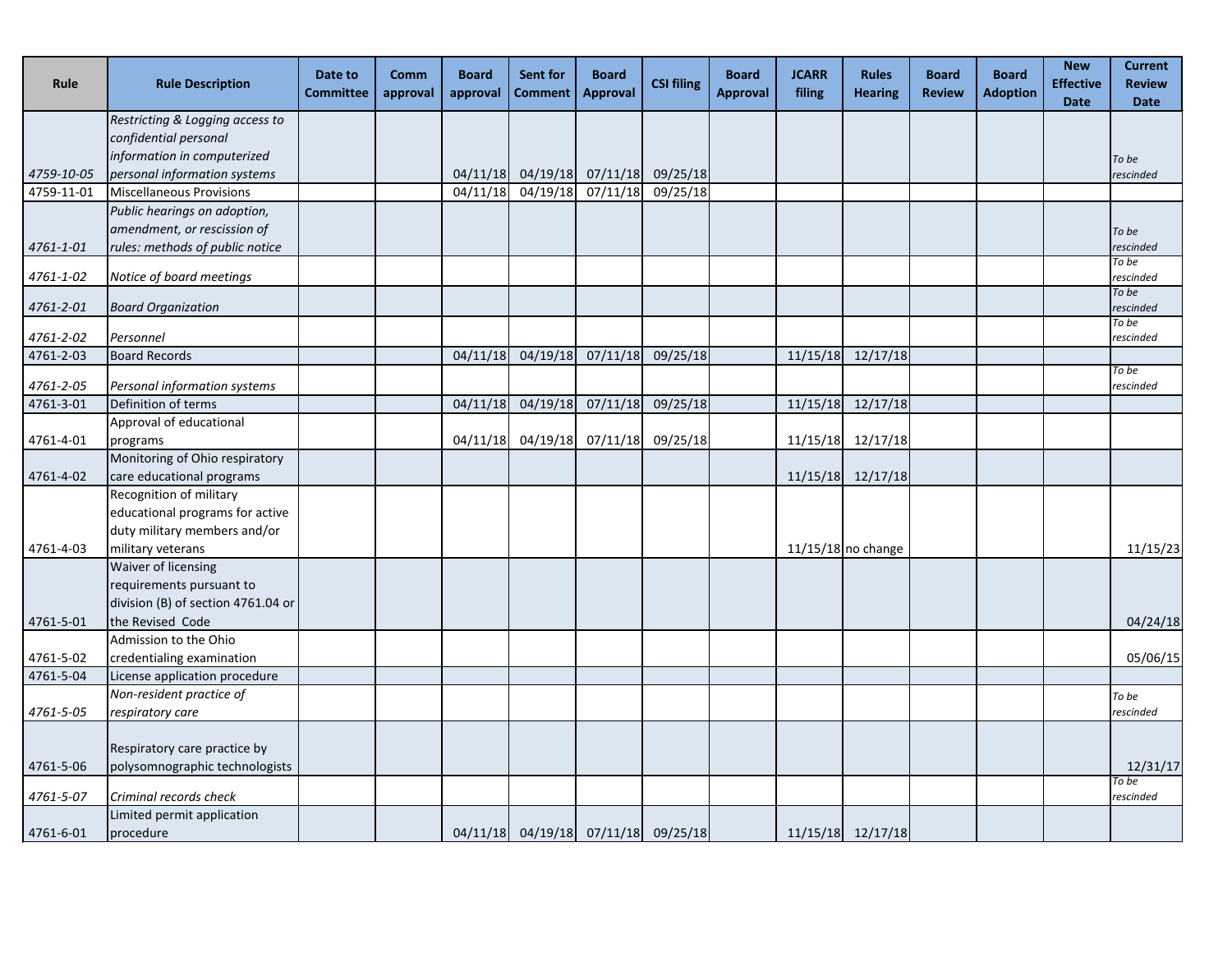| Rule | Rule Description | Date to Committee | Comm approval | Board approval | Sent for Comment | Board Approval | CSI filing | Board Approval | JCARR filing | Rules Hearing | Board Review | Board Adoption | New Effective Date | Current Review Date |
|---|---|---|---|---|---|---|---|---|---|---|---|---|---|---|
| *4759-10-05* | *Restricting & Logging access to confidential personal information in computerized personal information systems* | | | 04/11/18 | 04/19/18 | 07/11/18 | 09/25/18 | | | | | | | *To be rescinded* |
| 4759-11-01 | Miscellaneous Provisions | | | 04/11/18 | 04/19/18 | 07/11/18 | 09/25/18 | | | | | | | |
| *4761-1-01* | *Public hearings on adoption, amendment, or rescission of rules: methods of public notice* | | | | | | | | | | | | | *To be rescinded* |
| *4761-1-02* | *Notice of board meetings* | | | | | | | | | | | | | *To be rescinded* |
| *4761-2-01* | *Board Organization* | | | | | | | | | | | | | *To be rescinded* |
| *4761-2-02* | *Personnel* | | | | | | | | | | | | | *To be rescinded* |
| 4761-2-03 | Board Records | | | 04/11/18 | 04/19/18 | 07/11/18 | 09/25/18 | | 11/15/18 | 12/17/18 | | | | |
| *4761-2-05* | *Personal information systems* | | | | | | | | | | | | | *To be rescinded* |
| 4761-3-01 | Definition of terms | | | 04/11/18 | 04/19/18 | 07/11/18 | 09/25/18 | | 11/15/18 | 12/17/18 | | | | |
| 4761-4-01 | Approval of educational programs | | | 04/11/18 | 04/19/18 | 07/11/18 | 09/25/18 | | 11/15/18 | 12/17/18 | | | | |
| 4761-4-02 | Monitoring of Ohio respiratory care educational programs | | | | | | | | 11/15/18 | 12/17/18 | | | | |
| 4761-4-03 | Recognition of military educational programs for active duty military members and/or military veterans | | | | | | | | 11/15/18 | no change | | | | 11/15/23 |
| 4761-5-01 | Waiver of licensing requirements pursuant to division (B) of section 4761.04 or the Revised Code | | | | | | | | | | | | | 04/24/18 |
| 4761-5-02 | Admission to the Ohio credentialing examination | | | | | | | | | | | | | 05/06/15 |
| 4761-5-04 | License application procedure | | | | | | | | | | | | | |
| *4761-5-05* | *Non-resident practice of respiratory care* | | | | | | | | | | | | | *To be rescinded* |
| 4761-5-06 | Respiratory care practice by polysomnographic technologists | | | | | | | | | | | | | 12/31/17 |
| *4761-5-07* | *Criminal records check* | | | | | | | | | | | | | *To be rescinded* |
| 4761-6-01 | Limited permit application procedure | | | 04/11/18 | 04/19/18 | 07/11/18 | 09/25/18 | | 11/15/18 | 12/17/18 | | | | |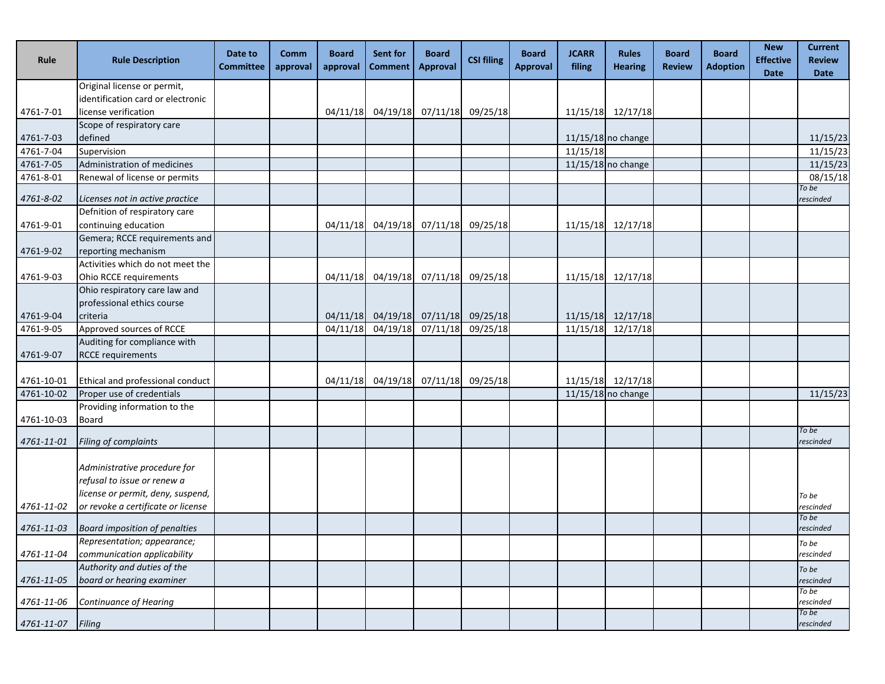| Rule | Rule Description | Date to Committee | Comm approval | Board approval | Sent for Comment | Board Approval | CSI filing | Board Approval | JCARR filing | Rules Hearing | Board Review | Board Adoption | New Effective Date | Current Review Date |
|---|---|---|---|---|---|---|---|---|---|---|---|---|---|---|
| 4761-7-01 | Original license or permit, identification card or electronic license verification | | | 04/11/18 | 04/19/18 | 07/11/18 | 09/25/18 | | 11/15/18 | 12/17/18 | | | | |
| 4761-7-03 | Scope of respiratory care defined | | | | | | | | 11/15/18 | no change | | | | 11/15/23 |
| 4761-7-04 | Supervision | | | | | | | | 11/15/18 | | | | | 11/15/23 |
| 4761-7-05 | Administration of medicines | | | | | | | | 11/15/18 | no change | | | | 11/15/23 |
| 4761-8-01 | Renewal of license or permits | | | | | | | | | | | | | 08/15/18 |
| *4761-8-02* | *Licenses not in active practice* | | | | | | | | | | | | | *To be rescinded* |
| 4761-9-01 | Defnition of respiratory care continuing education | | | 04/11/18 | 04/19/18 | 07/11/18 | 09/25/18 | | 11/15/18 | 12/17/18 | | | | |
| 4761-9-02 | Gemera; RCCE requirements and reporting mechanism | | | | | | | | | | | | | |
| 4761-9-03 | Activities which do not meet the Ohio RCCE requirements | | | 04/11/18 | 04/19/18 | 07/11/18 | 09/25/18 | | 11/15/18 | 12/17/18 | | | | |
| 4761-9-04 | Ohio respiratory care law and professional ethics course criteria | | | 04/11/18 | 04/19/18 | 07/11/18 | 09/25/18 | | 11/15/18 | 12/17/18 | | | | |
| 4761-9-05 | Approved sources of RCCE | | | 04/11/18 | 04/19/18 | 07/11/18 | 09/25/18 | | 11/15/18 | 12/17/18 | | | | |
| 4761-9-07 | Auditing for compliance with RCCE requirements | | | | | | | | | | | | | |
| 4761-10-01 | Ethical and professional conduct | | | 04/11/18 | 04/19/18 | 07/11/18 | 09/25/18 | | 11/15/18 | 12/17/18 | | | | |
| 4761-10-02 | Proper use of credentials | | | | | | | | 11/15/18 | no change | | | | 11/15/23 |
| 4761-10-03 | Providing information to the Board | | | | | | | | | | | | | |
| *4761-11-01* | *Filing of complaints* | | | | | | | | | | | | | *To be rescinded* |
| *4761-11-02* | *Administrative procedure for refusal to issue or renew a license or permit, deny, suspend, or revoke a certificate or license* | | | | | | | | | | | | | *To be rescinded* |
| *4761-11-03* | *Board imposition of penalties* | | | | | | | | | | | | | *To be rescinded* |
| *4761-11-04* | *Representation; appearance; communication applicability* | | | | | | | | | | | | | *To be rescinded* |
| *4761-11-05* | *Authority and duties of the board or hearing examiner* | | | | | | | | | | | | | *To be rescinded* |
| *4761-11-06* | *Continuance of Hearing* | | | | | | | | | | | | | *To be rescinded* |
| *4761-11-07* | *Filing* | | | | | | | | | | | | | *To be rescinded* |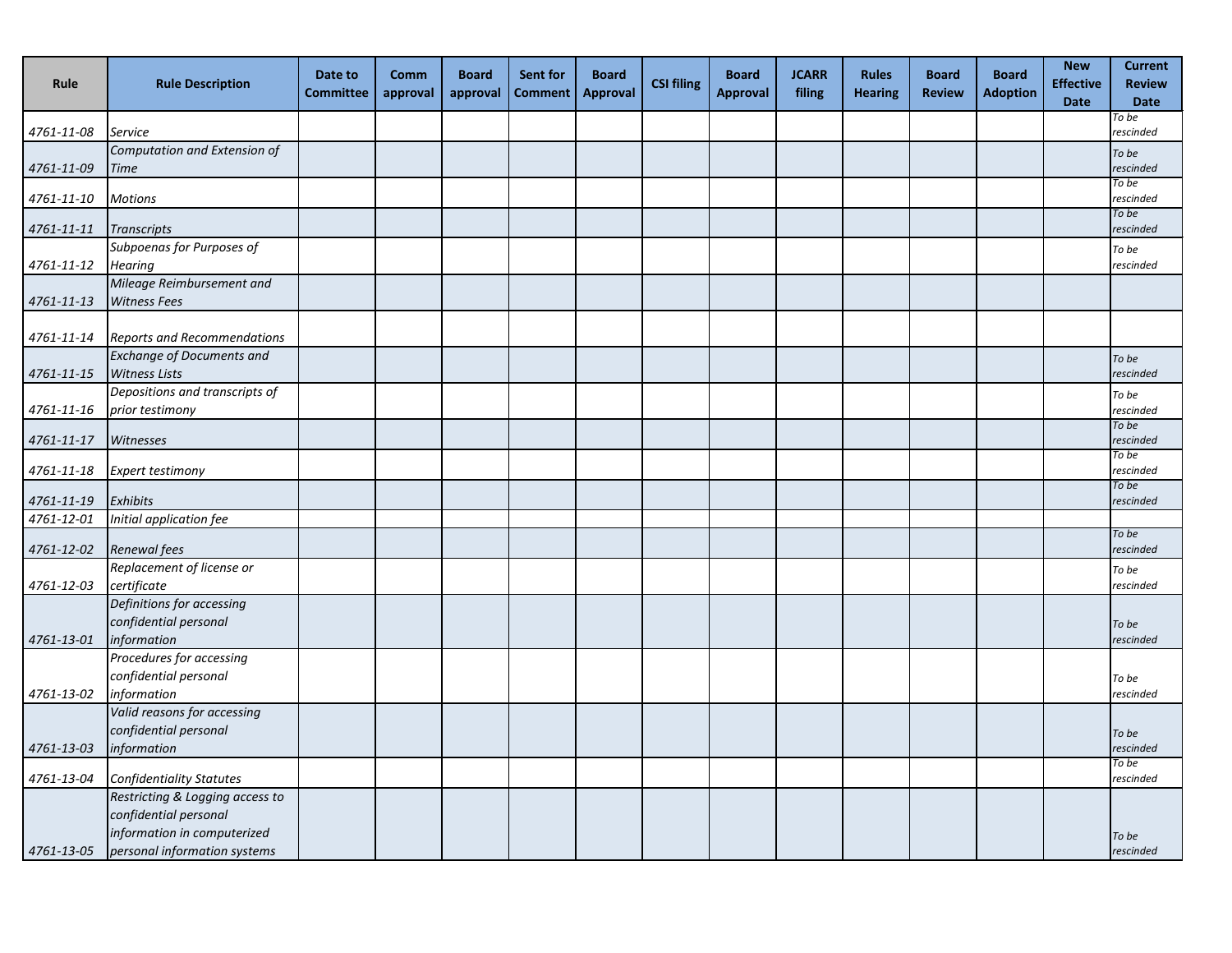| Rule | Rule Description | Date to Committee | Comm approval | Board approval | Sent for Comment | Board Approval | CSI filing | Board Approval | JCARR filing | Rules Hearing | Board Review | Board Adoption | New Effective Date | Current Review Date |
|---|---|---|---|---|---|---|---|---|---|---|---|---|---|---|
| 4761-11-08 | *Service* | | | | | | | | | | | | | *To be rescinded* |
| 4761-11-09 | *Computation and Extension of Time* | | | | | | | | | | | | | *To be rescinded* |
| 4761-11-10 | *Motions* | | | | | | | | | | | | | *To be rescinded* |
| 4761-11-11 | *Transcripts* | | | | | | | | | | | | | *To be rescinded* |
| 4761-11-12 | *Subpoenas for Purposes of Hearing* | | | | | | | | | | | | | *To be rescinded* |
| 4761-11-13 | *Mileage Reimbursement and Witness Fees* | | | | | | | | | | | | | |
| 4761-11-14 | *Reports and Recommendations* | | | | | | | | | | | | | |
| 4761-11-15 | *Exchange of Documents and Witness Lists* | | | | | | | | | | | | | *To be rescinded* |
| 4761-11-16 | *Depositions and transcripts of prior testimony* | | | | | | | | | | | | | *To be rescinded* |
| 4761-11-17 | *Witnesses* | | | | | | | | | | | | | *To be rescinded* |
| 4761-11-18 | *Expert testimony* | | | | | | | | | | | | | *To be rescinded* |
| 4761-11-19 | *Exhibits* | | | | | | | | | | | | | *To be rescinded* |
| 4761-12-01 | *Initial application fee* | | | | | | | | | | | | | |
| 4761-12-02 | *Renewal fees* | | | | | | | | | | | | | *To be rescinded* |
| 4761-12-03 | *Replacement of license or certificate* | | | | | | | | | | | | | *To be rescinded* |
| 4761-13-01 | *Definitions for accessing confidential personal information* | | | | | | | | | | | | | *To be rescinded* |
| 4761-13-02 | *Procedures for accessing confidential personal information* | | | | | | | | | | | | | *To be rescinded* |
| 4761-13-03 | *Valid reasons for accessing confidential personal information* | | | | | | | | | | | | | *To be rescinded* |
| 4761-13-04 | *Confidentiality Statutes* | | | | | | | | | | | | | *To be rescinded* |
| 4761-13-05 | *Restricting & Logging access to confidential personal information in computerized personal information systems* | | | | | | | | | | | | | *To be rescinded* |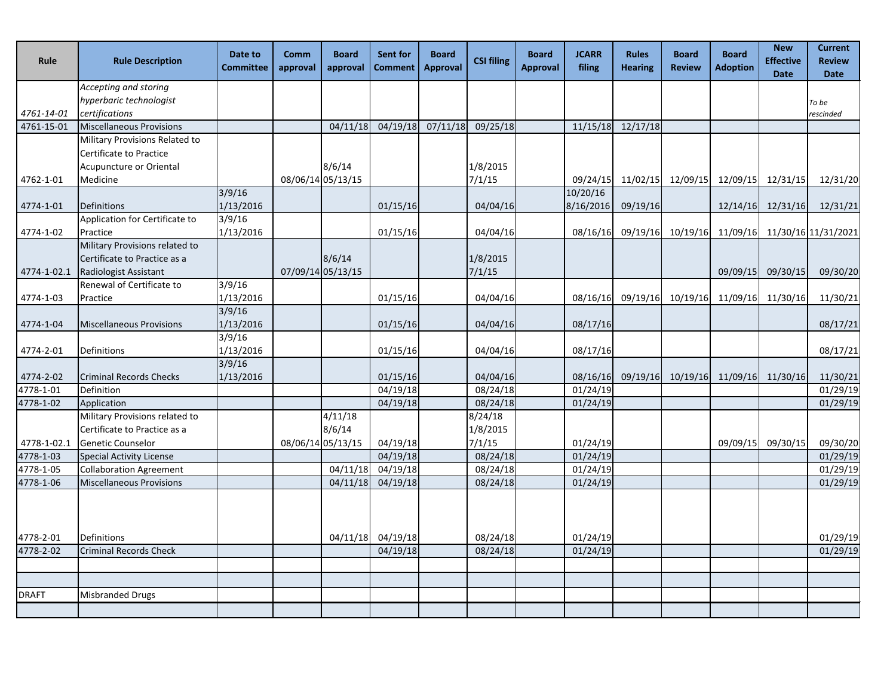| Rule | Rule Description | Date to Committee | Comm approval | Board approval | Sent for Comment | Board Approval | CSI filing | Board Approval | JCARR filing | Rules Hearing | Board Review | Board Adoption | New Effective Date | Current Review Date |
|---|---|---|---|---|---|---|---|---|---|---|---|---|---|---|
| *4761-14-01* | *Accepting and storing hyperbaric technologist certifications* | | | | | | | | | | | | | *To be rescinded* |
| 4761-15-01 | Miscellaneous Provisions | | | 04/11/18 | 04/19/18 | 07/11/18 | 09/25/18 | | 11/15/18 | 12/17/18 | | | | |
| 4762-1-01 | Military Provisions Related to Certificate to Practice Acupuncture or Oriental Medicine | | 08/06/14 | 8/6/14 05/13/15 | | | 1/8/2015 7/1/15 | | 09/24/15 | 11/02/15 | 12/09/15 | 12/09/15 | 12/31/15 | 12/31/20 |
| 4774-1-01 | Definitions | 3/9/16 1/13/2016 | | | 01/15/16 | | 04/04/16 | | 10/20/16 8/16/2016 | 09/19/16 | | 12/14/16 | 12/31/16 | 12/31/21 |
| 4774-1-02 | Application for Certificate to Practice | 3/9/16 1/13/2016 | | | 01/15/16 | | 04/04/16 | | 08/16/16 | 09/19/16 | 10/19/16 | 11/09/16 | 11/30/16 | 11/31/2021 |
| 4774-1-02.1 | Military Provisions related to Certificate to Practice as a Radiologist Assistant | | 07/09/14 | 8/6/14 05/13/15 | | | 1/8/2015 7/1/15 | | | | | 09/09/15 | 09/30/15 | 09/30/20 |
| 4774-1-03 | Renewal of Certificate to Practice | 3/9/16 1/13/2016 | | | 01/15/16 | | 04/04/16 | | 08/16/16 | 09/19/16 | 10/19/16 | 11/09/16 | 11/30/16 | 11/30/21 |
| 4774-1-04 | Miscellaneous Provisions | 3/9/16 1/13/2016 | | | 01/15/16 | | 04/04/16 | | 08/17/16 | | | | | 08/17/21 |
| 4774-2-01 | Definitions | 3/9/16 1/13/2016 | | | 01/15/16 | | 04/04/16 | | 08/17/16 | | | | | 08/17/21 |
| 4774-2-02 | Criminal Records Checks | 3/9/16 1/13/2016 | | | 01/15/16 | | 04/04/16 | | 08/16/16 | 09/19/16 | 10/19/16 | 11/09/16 | 11/30/16 | 11/30/21 |
| 4778-1-01 | Definition | | | | 04/19/18 | | 08/24/18 | | 01/24/19 | | | | | 01/29/19 |
| 4778-1-02 | Application | | | | 04/19/18 | | 08/24/18 | | 01/24/19 | | | | | 01/29/19 |
| 4778-1-02.1 | Military Provisions related to Certificate to Practice as a Genetic Counselor | | 08/06/14 | 4/11/18 8/6/14 05/13/15 | 04/19/18 | | 8/24/18 1/8/2015 7/1/15 | | 01/24/19 | | | 09/09/15 | 09/30/15 | 09/30/20 |
| 4778-1-03 | Special Activity License | | | | 04/19/18 | | 08/24/18 | | 01/24/19 | | | | | 01/29/19 |
| 4778-1-05 | Collaboration Agreement | | | 04/11/18 | 04/19/18 | | 08/24/18 | | 01/24/19 | | | | | 01/29/19 |
| 4778-1-06 | Miscellaneous Provisions | | | 04/11/18 | 04/19/18 | | 08/24/18 | | 01/24/19 | | | | | 01/29/19 |
| 4778-2-01 | Definitions | | | 04/11/18 | 04/19/18 | | 08/24/18 | | 01/24/19 | | | | | 01/29/19 |
| 4778-2-02 | Criminal Records Check | | | | 04/19/18 | | 08/24/18 | | 01/24/19 | | | | | 01/29/19 |
| | | | | | | | | | | | | | | |
| | | | | | | | | | | | | | | |
| DRAFT | Misbranded Drugs | | | | | | | | | | | | | |
| | | | | | | | | | | | | | | |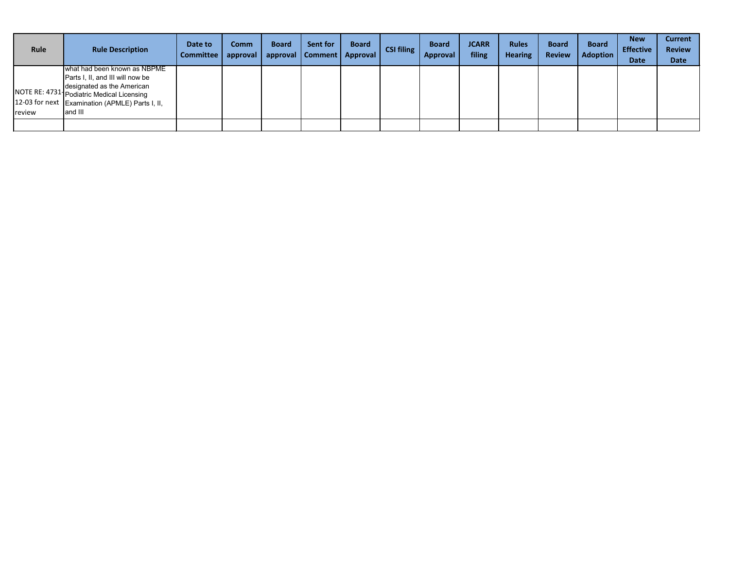| Rule | Rule Description | Date to Committee | Comm approval | Board approval | Sent for Comment | Board Approval | CSI filing | Board Approval | JCARR filing | Rules Hearing | Board Review | Board Adoption | New Effective Date | Current Review Date |
|---|---|---|---|---|---|---|---|---|---|---|---|---|---|---|
| NOTE RE: 4731-12-03 for next review | what had been known as NBPME Parts I, II, and III will now be designated as the American Podiatric Medical Licensing Examination (APMLE) Parts I, II, and III | | | | | | | | | | | | | |
| | | | | | | | | | | | | | | |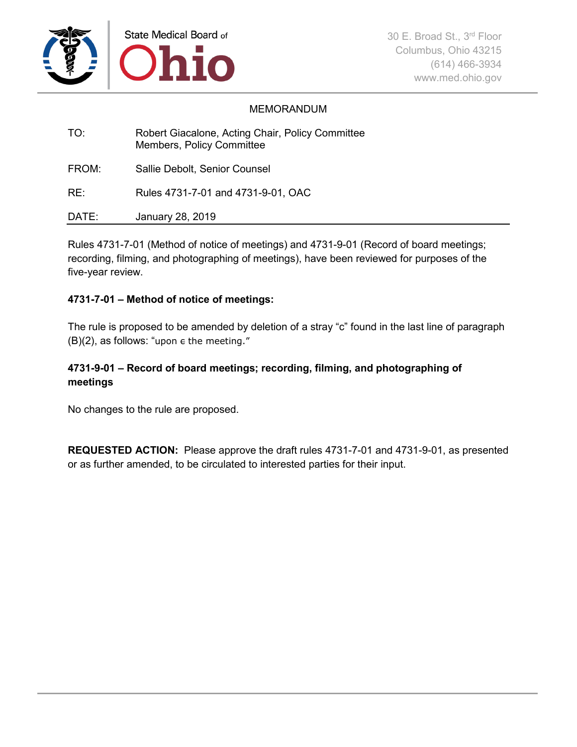State Medical Board of Ohio

30 E. Broad St., 3rd Floor
Columbus, Ohio 43215
(614) 466-3934
www.med.ohio.gov

MEMORANDUM

| | |
|---|---|
| TO: | Robert Giacalone, Acting Chair, Policy Committee<br>Members, Policy Committee |
| FROM: | Sallie Debolt, Senior Counsel |
| RE: | Rules 4731-7-01 and 4731-9-01, OAC |
| DATE: | January 28, 2019 |

Rules 4731-7-01 (Method of notice of meetings) and 4731-9-01 (Record of board meetings; recording, filming, and photographing of meetings), have been reviewed for purposes of the five-year review.

**4731-7-01 – Method of notice of meetings:**

The rule is proposed to be amended by deletion of a stray "c" found in the last line of paragraph (B)(2), as follows: "upon ~~c~~ the meeting."

**4731-9-01 – Record of board meetings; recording, filming, and photographing of meetings**

No changes to the rule are proposed.

**REQUESTED ACTION:** Please approve the draft rules 4731-7-01 and 4731-9-01, as presented or as further amended, to be circulated to interested parties for their input.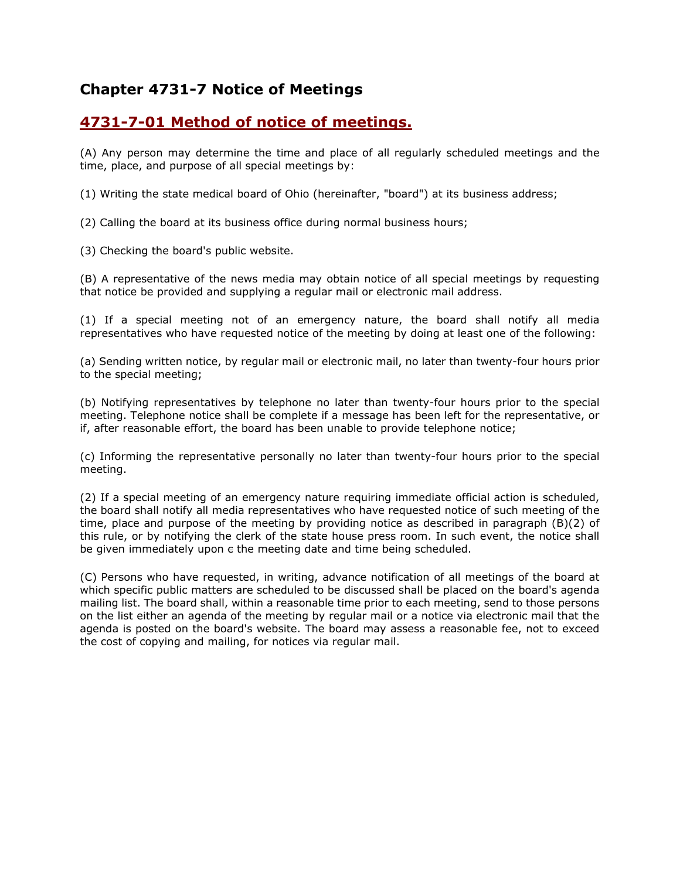## Chapter 4731-7 Notice of Meetings

### 4731-7-01 Method of notice of meetings.

(A) Any person may determine the time and place of all regularly scheduled meetings and the time, place, and purpose of all special meetings by:

(1) Writing the state medical board of Ohio (hereinafter, "board") at its business address;

(2) Calling the board at its business office during normal business hours;

(3) Checking the board's public website.

(B) A representative of the news media may obtain notice of all special meetings by requesting that notice be provided and supplying a regular mail or electronic mail address.

(1) If a special meeting not of an emergency nature, the board shall notify all media representatives who have requested notice of the meeting by doing at least one of the following:

(a) Sending written notice, by regular mail or electronic mail, no later than twenty-four hours prior to the special meeting;

(b) Notifying representatives by telephone no later than twenty-four hours prior to the special meeting. Telephone notice shall be complete if a message has been left for the representative, or if, after reasonable effort, the board has been unable to provide telephone notice;

(c) Informing the representative personally no later than twenty-four hours prior to the special meeting.

(2) If a special meeting of an emergency nature requiring immediate official action is scheduled, the board shall notify all media representatives who have requested notice of such meeting of the time, place and purpose of the meeting by providing notice as described in paragraph (B)(2) of this rule, or by notifying the clerk of the state house press room. In such event, the notice shall be given immediately upon ϵ the meeting date and time being scheduled.

(C) Persons who have requested, in writing, advance notification of all meetings of the board at which specific public matters are scheduled to be discussed shall be placed on the board's agenda mailing list. The board shall, within a reasonable time prior to each meeting, send to those persons on the list either an agenda of the meeting by regular mail or a notice via electronic mail that the agenda is posted on the board's website. The board may assess a reasonable fee, not to exceed the cost of copying and mailing, for notices via regular mail.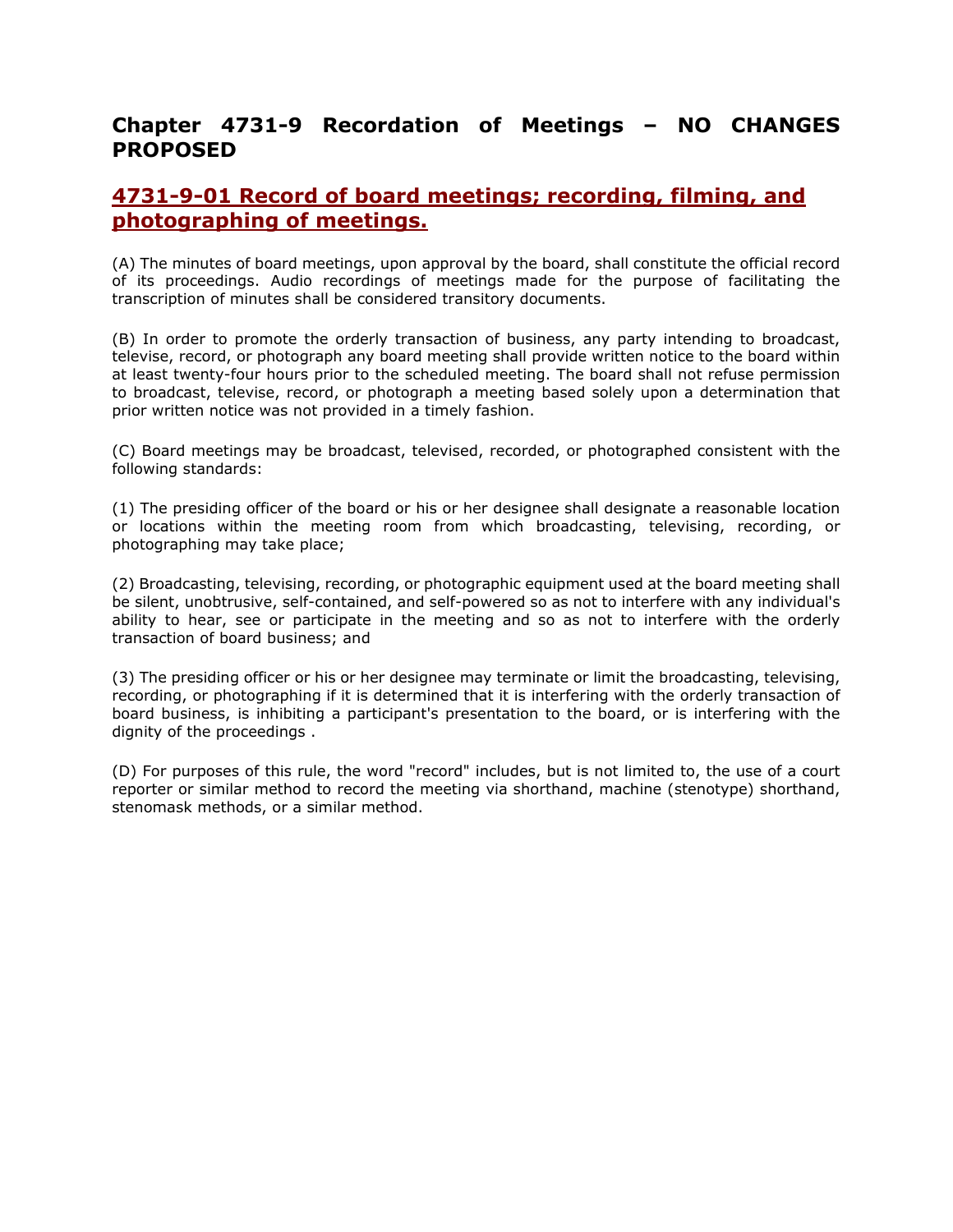## Chapter 4731-9 Recordation of Meetings – NO CHANGES PROPOSED

### 4731-9-01 Record of board meetings; recording, filming, and photographing of meetings.

(A) The minutes of board meetings, upon approval by the board, shall constitute the official record of its proceedings. Audio recordings of meetings made for the purpose of facilitating the transcription of minutes shall be considered transitory documents.

(B) In order to promote the orderly transaction of business, any party intending to broadcast, televise, record, or photograph any board meeting shall provide written notice to the board within at least twenty-four hours prior to the scheduled meeting. The board shall not refuse permission to broadcast, televise, record, or photograph a meeting based solely upon a determination that prior written notice was not provided in a timely fashion.

(C) Board meetings may be broadcast, televised, recorded, or photographed consistent with the following standards:

(1) The presiding officer of the board or his or her designee shall designate a reasonable location or locations within the meeting room from which broadcasting, televising, recording, or photographing may take place;

(2) Broadcasting, televising, recording, or photographic equipment used at the board meeting shall be silent, unobtrusive, self-contained, and self-powered so as not to interfere with any individual's ability to hear, see or participate in the meeting and so as not to interfere with the orderly transaction of board business; and

(3) The presiding officer or his or her designee may terminate or limit the broadcasting, televising, recording, or photographing if it is determined that it is interfering with the orderly transaction of board business, is inhibiting a participant's presentation to the board, or is interfering with the dignity of the proceedings .

(D) For purposes of this rule, the word "record" includes, but is not limited to, the use of a court reporter or similar method to record the meeting via shorthand, machine (stenotype) shorthand, stenomask methods, or a similar method.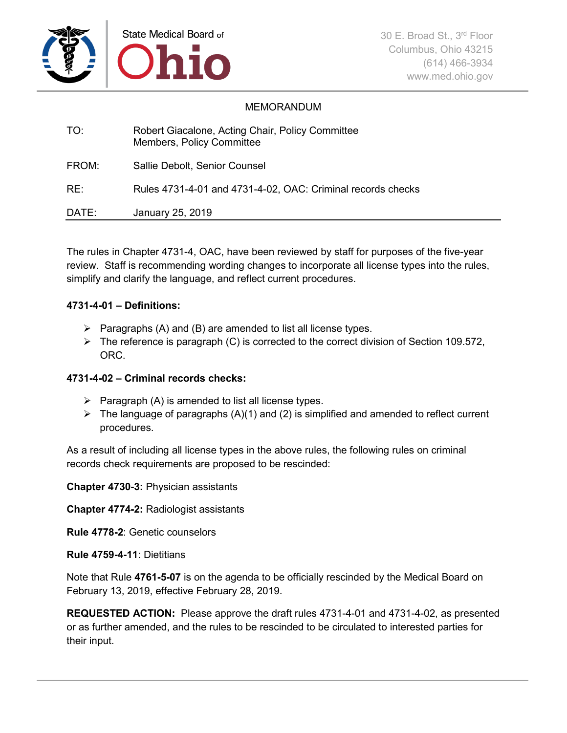State Medical Board of Ohio

30 E. Broad St., 3rd Floor
Columbus, Ohio 43215
(614) 466-3934
www.med.ohio.gov

MEMORANDUM

| | |
|---|---|
| TO: | Robert Giacalone, Acting Chair, Policy Committee<br>Members, Policy Committee |
| FROM: | Sallie Debolt, Senior Counsel |
| RE: | Rules 4731-4-01 and 4731-4-02, OAC: Criminal records checks |
| DATE: | January 25, 2019 |

The rules in Chapter 4731-4, OAC, have been reviewed by staff for purposes of the five-year review. Staff is recommending wording changes to incorporate all license types into the rules, simplify and clarify the language, and reflect current procedures.

**4731-4-01 – Definitions:**

- Paragraphs (A) and (B) are amended to list all license types.
- The reference is paragraph (C) is corrected to the correct division of Section 109.572, ORC.

**4731-4-02 – Criminal records checks:**

- Paragraph (A) is amended to list all license types.
- The language of paragraphs (A)(1) and (2) is simplified and amended to reflect current procedures.

As a result of including all license types in the above rules, the following rules on criminal records check requirements are proposed to be rescinded:

**Chapter 4730-3:** Physician assistants

**Chapter 4774-2:** Radiologist assistants

**Rule 4778-2**: Genetic counselors

**Rule 4759-4-11**: Dietitians

Note that Rule **4761-5-07** is on the agenda to be officially rescinded by the Medical Board on February 13, 2019, effective February 28, 2019.

**REQUESTED ACTION:** Please approve the draft rules 4731-4-01 and 4731-4-02, as presented or as further amended, and the rules to be rescinded to be circulated to interested parties for their input.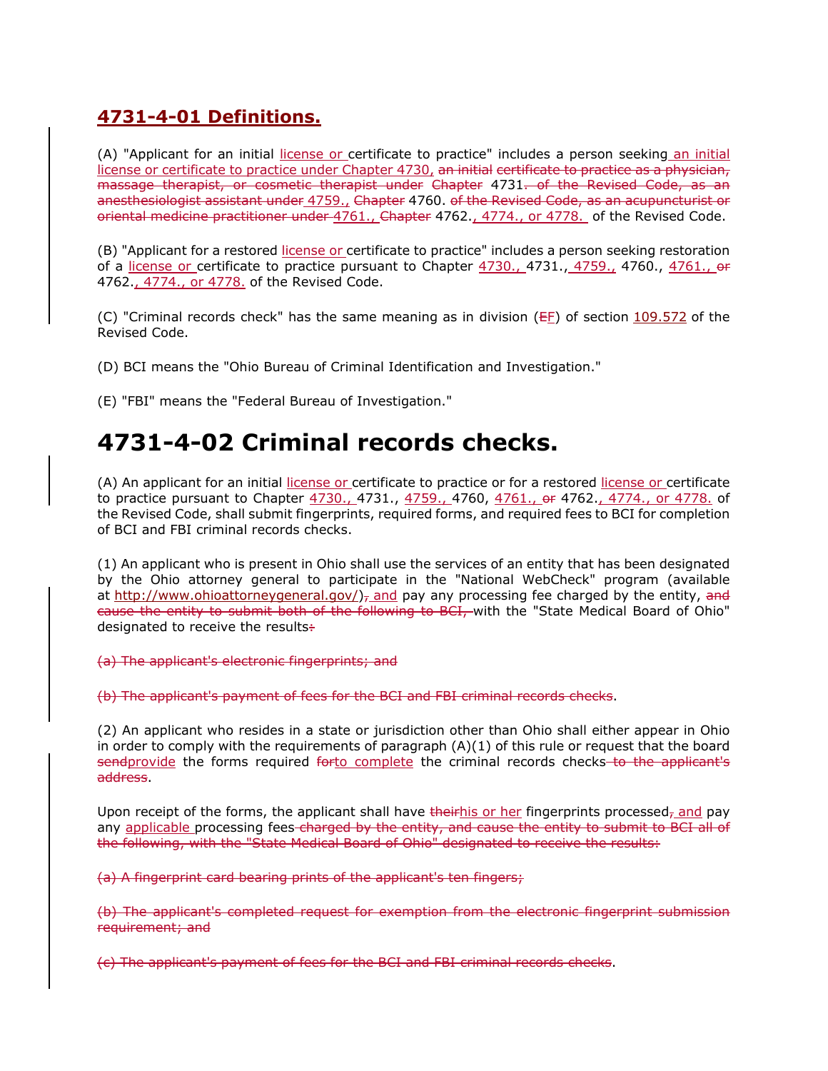## 4731-4-01 Definitions.

(A) "Applicant for an initial license or certificate to practice" includes a person seeking an initial license or certificate to practice under Chapter 4730, ~~an initial certificate to practice as a physician, massage therapist, or cosmetic therapist under Chapter~~ 4731~~. of the Revised Code, as an anesthesiologist assistant under~~ 4759., ~~Chapter~~ 4760. ~~of the Revised Code, as an acupuncturist or oriental medicine practitioner under~~ 4761., ~~Chapter~~ 4762., 4774., or 4778. of the Revised Code.

(B) "Applicant for a restored license or certificate to practice" includes a person seeking restoration of a license or certificate to practice pursuant to Chapter 4730., 4731., 4759., 4760., 4761., ~~or~~ 4762., 4774., or 4778. of the Revised Code.

(C) "Criminal records check" has the same meaning as in division (~~E~~F) of section 109.572 of the Revised Code.

(D) BCI means the "Ohio Bureau of Criminal Identification and Investigation."

(E) "FBI" means the "Federal Bureau of Investigation."

# 4731-4-02 Criminal records checks.

(A) An applicant for an initial license or certificate to practice or for a restored license or certificate to practice pursuant to Chapter 4730., 4731., 4759., 4760, 4761., ~~or~~ 4762., 4774., or 4778. of the Revised Code, shall submit fingerprints, required forms, and required fees to BCI for completion of BCI and FBI criminal records checks.

(1) An applicant who is present in Ohio shall use the services of an entity that has been designated by the Ohio attorney general to participate in the "National WebCheck" program (available at http://www.ohioattorneygeneral.gov/)~~,~~ and pay any processing fee charged by the entity, ~~and cause the entity to submit both of the following to BCI,~~ with the "State Medical Board of Ohio" designated to receive the results~~:~~

~~(a) The applicant's electronic fingerprints; and~~

~~(b) The applicant's payment of fees for the BCI and FBI criminal records checks~~.

(2) An applicant who resides in a state or jurisdiction other than Ohio shall either appear in Ohio in order to comply with the requirements of paragraph (A)(1) of this rule or request that the board ~~send~~provide the forms required ~~for~~to complete the criminal records checks~~ to the applicant's address~~.

Upon receipt of the forms, the applicant shall have ~~their~~his or her fingerprints processed~~,~~ and pay any applicable processing fees~~ charged by the entity, and cause the entity to submit to BCI all of the following, with the "State Medical Board of Ohio" designated to receive the results:~~

~~(a) A fingerprint card bearing prints of the applicant's ten fingers;~~

~~(b) The applicant's completed request for exemption from the electronic fingerprint submission requirement; and~~

~~(c) The applicant's payment of fees for the BCI and FBI criminal records checks~~.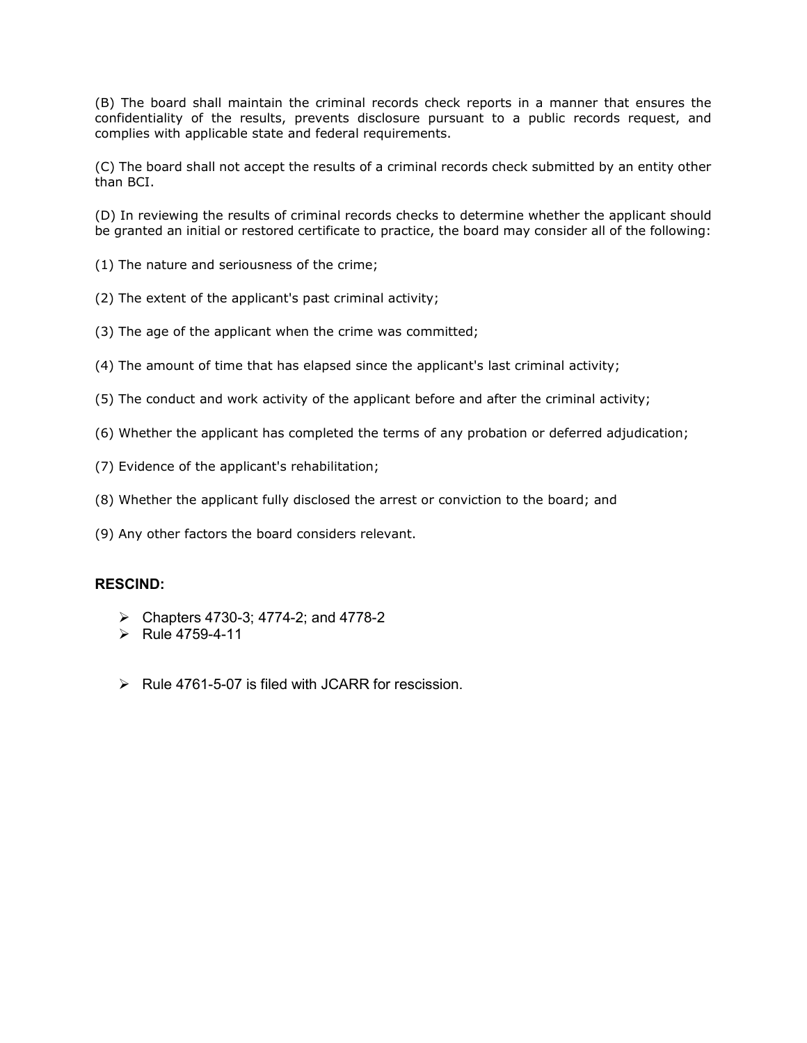(B) The board shall maintain the criminal records check reports in a manner that ensures the confidentiality of the results, prevents disclosure pursuant to a public records request, and complies with applicable state and federal requirements.

(C) The board shall not accept the results of a criminal records check submitted by an entity other than BCI.

(D) In reviewing the results of criminal records checks to determine whether the applicant should be granted an initial or restored certificate to practice, the board may consider all of the following:

(1) The nature and seriousness of the crime;

(2) The extent of the applicant's past criminal activity;

(3) The age of the applicant when the crime was committed;

(4) The amount of time that has elapsed since the applicant's last criminal activity;

(5) The conduct and work activity of the applicant before and after the criminal activity;

(6) Whether the applicant has completed the terms of any probation or deferred adjudication;

(7) Evidence of the applicant's rehabilitation;

(8) Whether the applicant fully disclosed the arrest or conviction to the board; and

(9) Any other factors the board considers relevant.

**RESCIND:**

- Chapters 4730-3; 4774-2; and 4778-2
- Rule 4759-4-11

- Rule 4761-5-07 is filed with JCARR for rescission.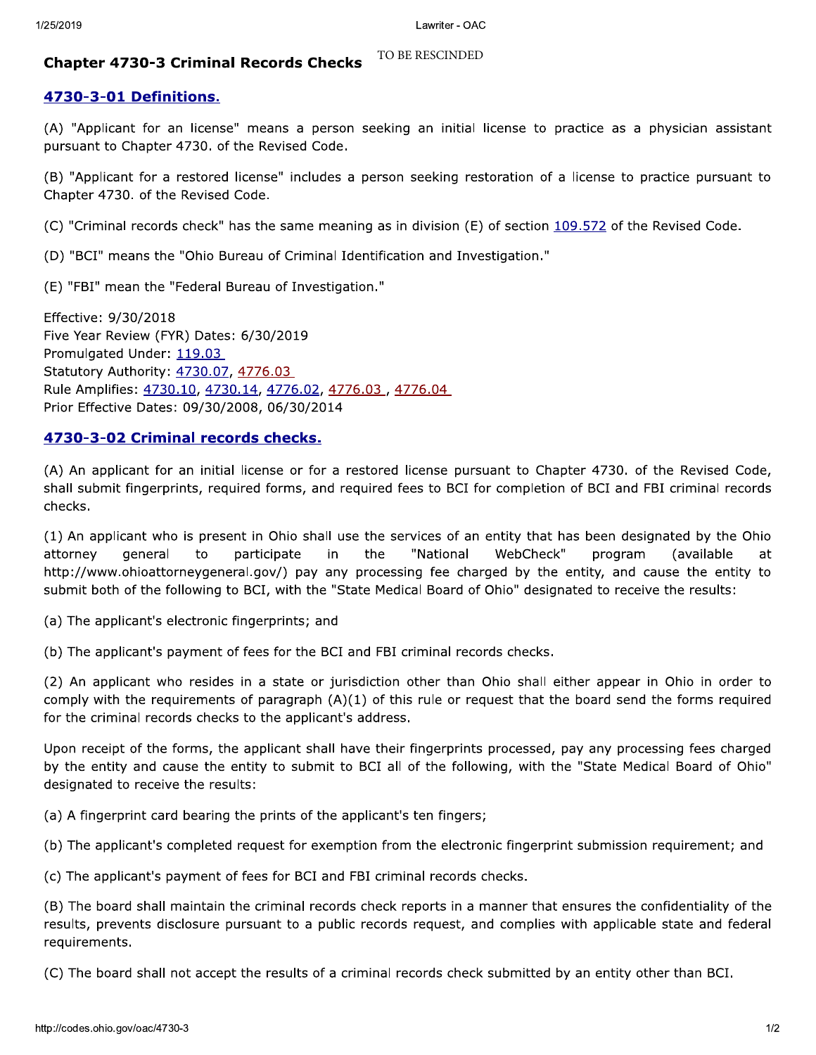## Chapter 4730-3 Criminal Records Checks

TO BE RESCINDED

### 4730-3-01 Definitions.

(A) "Applicant for an license" means a person seeking an initial license to practice as a physician assistant pursuant to Chapter 4730. of the Revised Code.

(B) "Applicant for a restored license" includes a person seeking restoration of a license to practice pursuant to Chapter 4730. of the Revised Code.

(C) "Criminal records check" has the same meaning as in division (E) of section 109.572 of the Revised Code.

(D) "BCI" means the "Ohio Bureau of Criminal Identification and Investigation."

(E) "FBI" mean the "Federal Bureau of Investigation."

Effective: 9/30/2018
Five Year Review (FYR) Dates: 6/30/2019
Promulgated Under: 119.03
Statutory Authority: 4730.07, 4776.03
Rule Amplifies: 4730.10, 4730.14, 4776.02, 4776.03, 4776.04
Prior Effective Dates: 09/30/2008, 06/30/2014

### 4730-3-02 Criminal records checks.

(A) An applicant for an initial license or for a restored license pursuant to Chapter 4730. of the Revised Code, shall submit fingerprints, required forms, and required fees to BCI for completion of BCI and FBI criminal records checks.

(1) An applicant who is present in Ohio shall use the services of an entity that has been designated by the Ohio attorney general to participate in the "National WebCheck" program (available at http://www.ohioattorneygeneral.gov/) pay any processing fee charged by the entity, and cause the entity to submit both of the following to BCI, with the "State Medical Board of Ohio" designated to receive the results:

(a) The applicant's electronic fingerprints; and

(b) The applicant's payment of fees for the BCI and FBI criminal records checks.

(2) An applicant who resides in a state or jurisdiction other than Ohio shall either appear in Ohio in order to comply with the requirements of paragraph (A)(1) of this rule or request that the board send the forms required for the criminal records checks to the applicant's address.

Upon receipt of the forms, the applicant shall have their fingerprints processed, pay any processing fees charged by the entity and cause the entity to submit to BCI all of the following, with the "State Medical Board of Ohio" designated to receive the results:

(a) A fingerprint card bearing the prints of the applicant's ten fingers;

(b) The applicant's completed request for exemption from the electronic fingerprint submission requirement; and

(c) The applicant's payment of fees for BCI and FBI criminal records checks.

(B) The board shall maintain the criminal records check reports in a manner that ensures the confidentiality of the results, prevents disclosure pursuant to a public records request, and complies with applicable state and federal requirements.

(C) The board shall not accept the results of a criminal records check submitted by an entity other than BCI.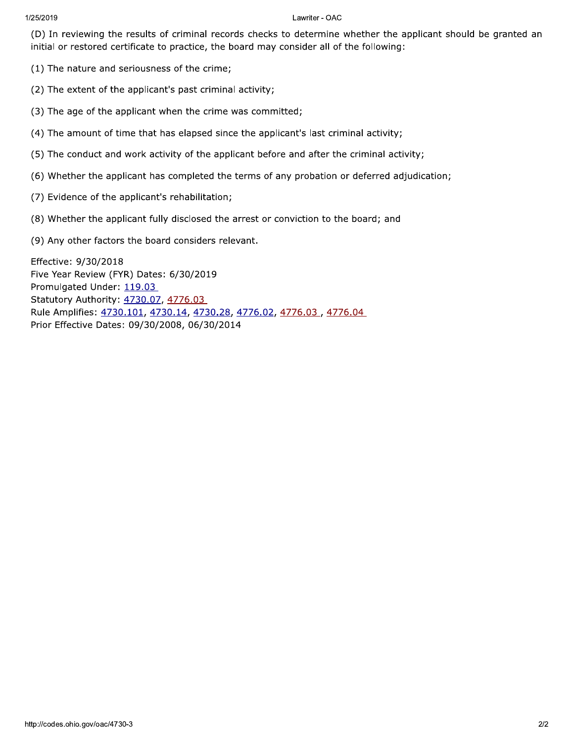(D) In reviewing the results of criminal records checks to determine whether the applicant should be granted an initial or restored certificate to practice, the board may consider all of the following:

(1) The nature and seriousness of the crime;

(2) The extent of the applicant's past criminal activity;

(3) The age of the applicant when the crime was committed;

(4) The amount of time that has elapsed since the applicant's last criminal activity;

(5) The conduct and work activity of the applicant before and after the criminal activity;

(6) Whether the applicant has completed the terms of any probation or deferred adjudication;

(7) Evidence of the applicant's rehabilitation;

(8) Whether the applicant fully disclosed the arrest or conviction to the board; and

(9) Any other factors the board considers relevant.

Effective: 9/30/2018
Five Year Review (FYR) Dates: 6/30/2019
Promulgated Under: 119.03
Statutory Authority: 4730.07, 4776.03
Rule Amplifies: 4730.101, 4730.14, 4730.28, 4776.02, 4776.03, 4776.04
Prior Effective Dates: 09/30/2008, 06/30/2014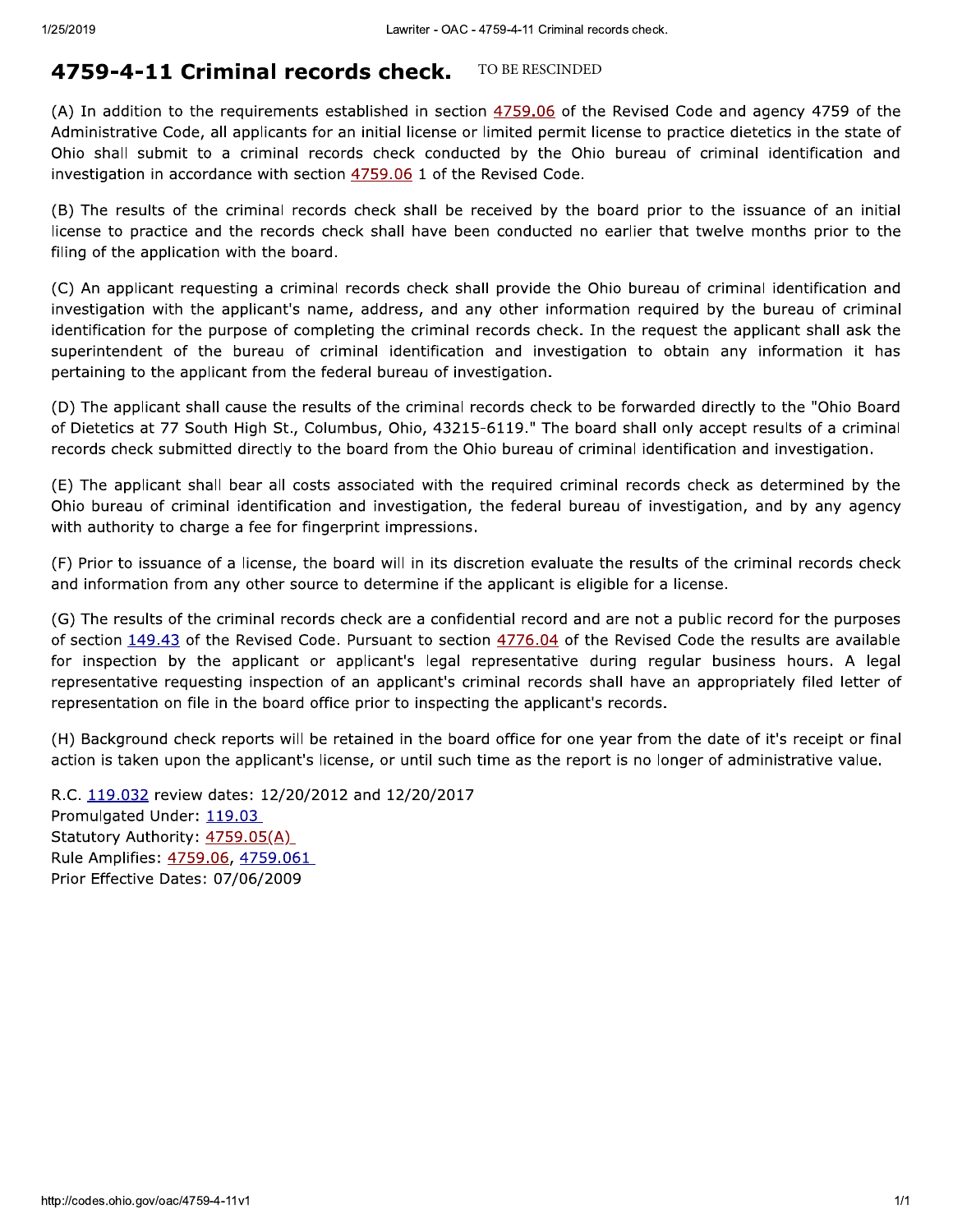# 4759-4-11 Criminal records check.

TO BE RESCINDED

(A) In addition to the requirements established in section 4759.06 of the Revised Code and agency 4759 of the Administrative Code, all applicants for an initial license or limited permit license to practice dietetics in the state of Ohio shall submit to a criminal records check conducted by the Ohio bureau of criminal identification and investigation in accordance with section 4759.06 1 of the Revised Code.

(B) The results of the criminal records check shall be received by the board prior to the issuance of an initial license to practice and the records check shall have been conducted no earlier that twelve months prior to the filing of the application with the board.

(C) An applicant requesting a criminal records check shall provide the Ohio bureau of criminal identification and investigation with the applicant's name, address, and any other information required by the bureau of criminal identification for the purpose of completing the criminal records check. In the request the applicant shall ask the superintendent of the bureau of criminal identification and investigation to obtain any information it has pertaining to the applicant from the federal bureau of investigation.

(D) The applicant shall cause the results of the criminal records check to be forwarded directly to the "Ohio Board of Dietetics at 77 South High St., Columbus, Ohio, 43215-6119." The board shall only accept results of a criminal records check submitted directly to the board from the Ohio bureau of criminal identification and investigation.

(E) The applicant shall bear all costs associated with the required criminal records check as determined by the Ohio bureau of criminal identification and investigation, the federal bureau of investigation, and by any agency with authority to charge a fee for fingerprint impressions.

(F) Prior to issuance of a license, the board will in its discretion evaluate the results of the criminal records check and information from any other source to determine if the applicant is eligible for a license.

(G) The results of the criminal records check are a confidential record and are not a public record for the purposes of section 149.43 of the Revised Code. Pursuant to section 4776.04 of the Revised Code the results are available for inspection by the applicant or applicant's legal representative during regular business hours. A legal representative requesting inspection of an applicant's criminal records shall have an appropriately filed letter of representation on file in the board office prior to inspecting the applicant's records.

(H) Background check reports will be retained in the board office for one year from the date of it's receipt or final action is taken upon the applicant's license, or until such time as the report is no longer of administrative value.

R.C. 119.032 review dates: 12/20/2012 and 12/20/2017
Promulgated Under: 119.03
Statutory Authority: 4759.05(A)
Rule Amplifies: 4759.06, 4759.061
Prior Effective Dates: 07/06/2009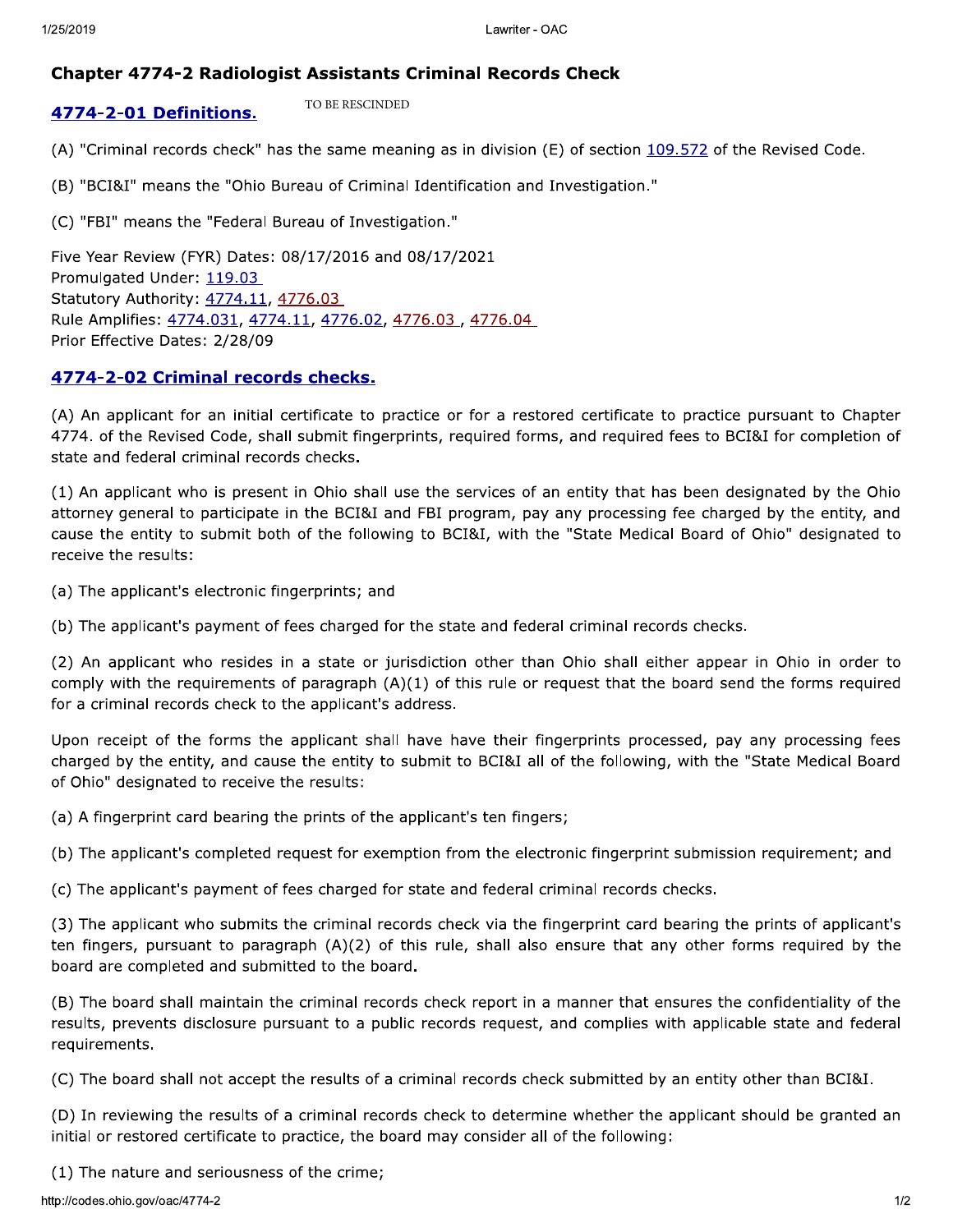## Chapter 4774-2 Radiologist Assistants Criminal Records Check

### 4774-2-01 Definitions.

TO BE RESCINDED

(A) "Criminal records check" has the same meaning as in division (E) of section 109.572 of the Revised Code.

(B) "BCI&I" means the "Ohio Bureau of Criminal Identification and Investigation."

(C) "FBI" means the "Federal Bureau of Investigation."

Five Year Review (FYR) Dates: 08/17/2016 and 08/17/2021
Promulgated Under: 119.03
Statutory Authority: 4774.11, 4776.03
Rule Amplifies: 4774.031, 4774.11, 4776.02, 4776.03 , 4776.04
Prior Effective Dates: 2/28/09

### 4774-2-02 Criminal records checks.

(A) An applicant for an initial certificate to practice or for a restored certificate to practice pursuant to Chapter 4774. of the Revised Code, shall submit fingerprints, required forms, and required fees to BCI&I for completion of state and federal criminal records checks.

(1) An applicant who is present in Ohio shall use the services of an entity that has been designated by the Ohio attorney general to participate in the BCI&I and FBI program, pay any processing fee charged by the entity, and cause the entity to submit both of the following to BCI&I, with the "State Medical Board of Ohio" designated to receive the results:

(a) The applicant's electronic fingerprints; and

(b) The applicant's payment of fees charged for the state and federal criminal records checks.

(2) An applicant who resides in a state or jurisdiction other than Ohio shall either appear in Ohio in order to comply with the requirements of paragraph (A)(1) of this rule or request that the board send the forms required for a criminal records check to the applicant's address.

Upon receipt of the forms the applicant shall have have their fingerprints processed, pay any processing fees charged by the entity, and cause the entity to submit to BCI&I all of the following, with the "State Medical Board of Ohio" designated to receive the results:

(a) A fingerprint card bearing the prints of the applicant's ten fingers;

(b) The applicant's completed request for exemption from the electronic fingerprint submission requirement; and

(c) The applicant's payment of fees charged for state and federal criminal records checks.

(3) The applicant who submits the criminal records check via the fingerprint card bearing the prints of applicant's ten fingers, pursuant to paragraph (A)(2) of this rule, shall also ensure that any other forms required by the board are completed and submitted to the board.

(B) The board shall maintain the criminal records check report in a manner that ensures the confidentiality of the results, prevents disclosure pursuant to a public records request, and complies with applicable state and federal requirements.

(C) The board shall not accept the results of a criminal records check submitted by an entity other than BCI&I.

(D) In reviewing the results of a criminal records check to determine whether the applicant should be granted an initial or restored certificate to practice, the board may consider all of the following:

(1) The nature and seriousness of the crime;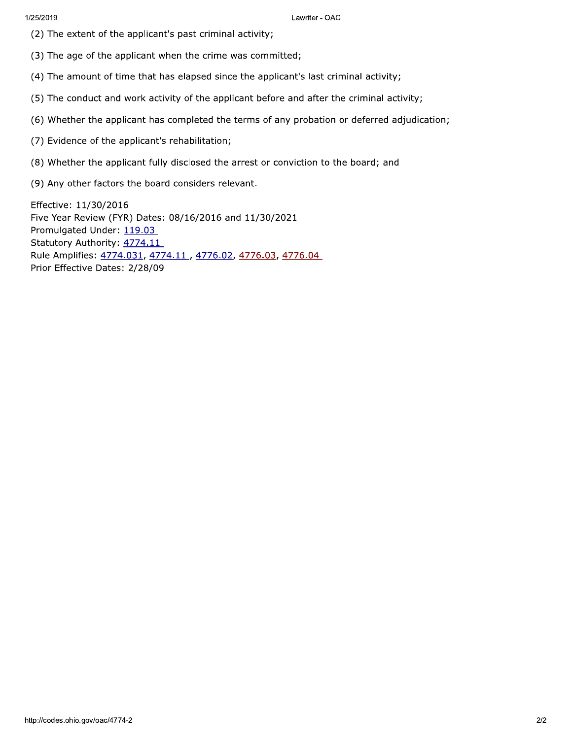(2) The extent of the applicant's past criminal activity;

(3) The age of the applicant when the crime was committed;

(4) The amount of time that has elapsed since the applicant's last criminal activity;

(5) The conduct and work activity of the applicant before and after the criminal activity;

(6) Whether the applicant has completed the terms of any probation or deferred adjudication;

(7) Evidence of the applicant's rehabilitation;

(8) Whether the applicant fully disclosed the arrest or conviction to the board; and

(9) Any other factors the board considers relevant.

Effective: 11/30/2016
Five Year Review (FYR) Dates: 08/16/2016 and 11/30/2021
Promulgated Under: 119.03
Statutory Authority: 4774.11
Rule Amplifies: 4774.031, 4774.11 , 4776.02, 4776.03, 4776.04
Prior Effective Dates: 2/28/09